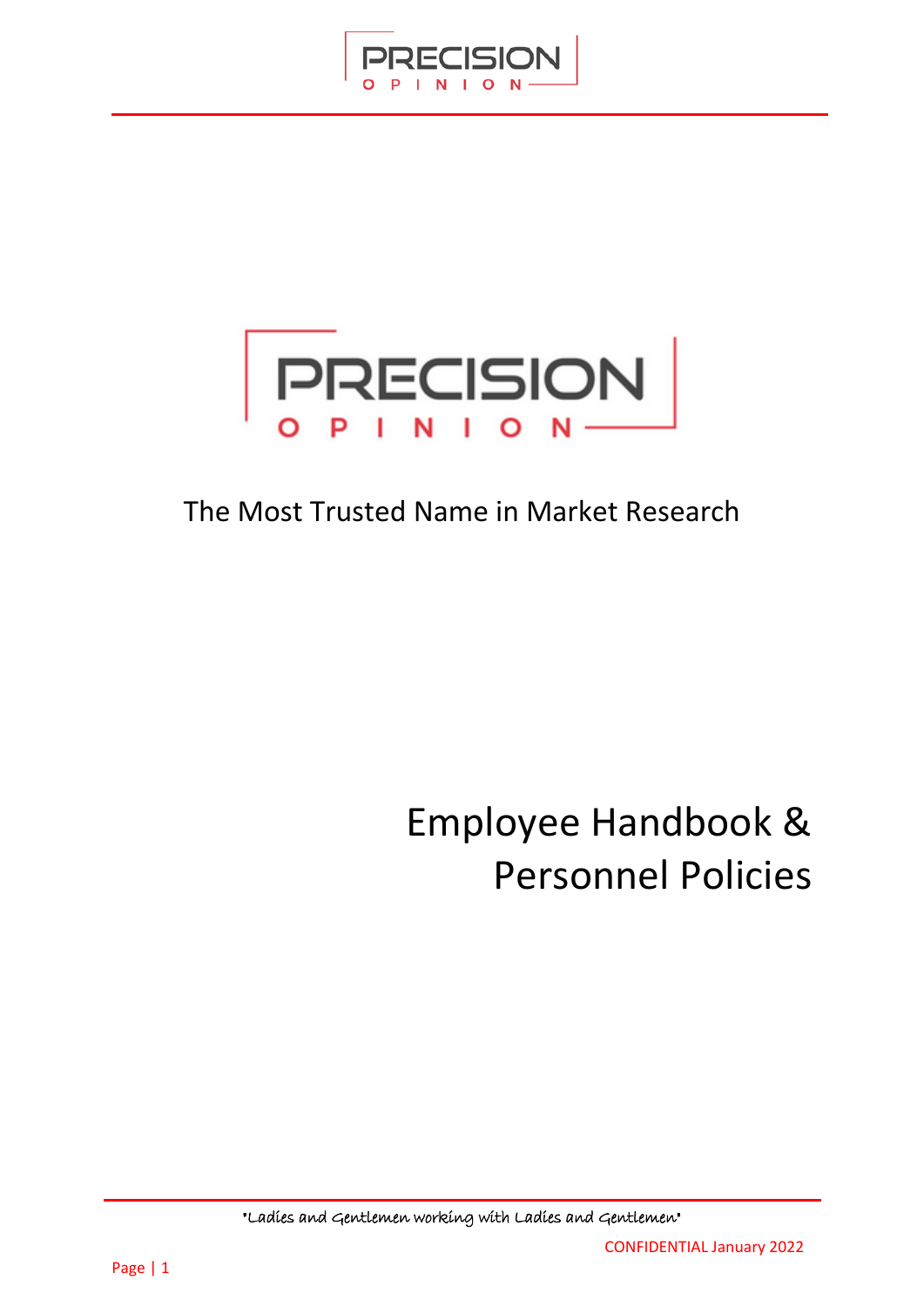PRECISION OPINION

The Most Trusted Name in Market Research

# Employee Handbook & Personnel Policies

"Ladies and Gentlemen working with Ladies and Gentlemen"

CONFIDENTIAL January 2022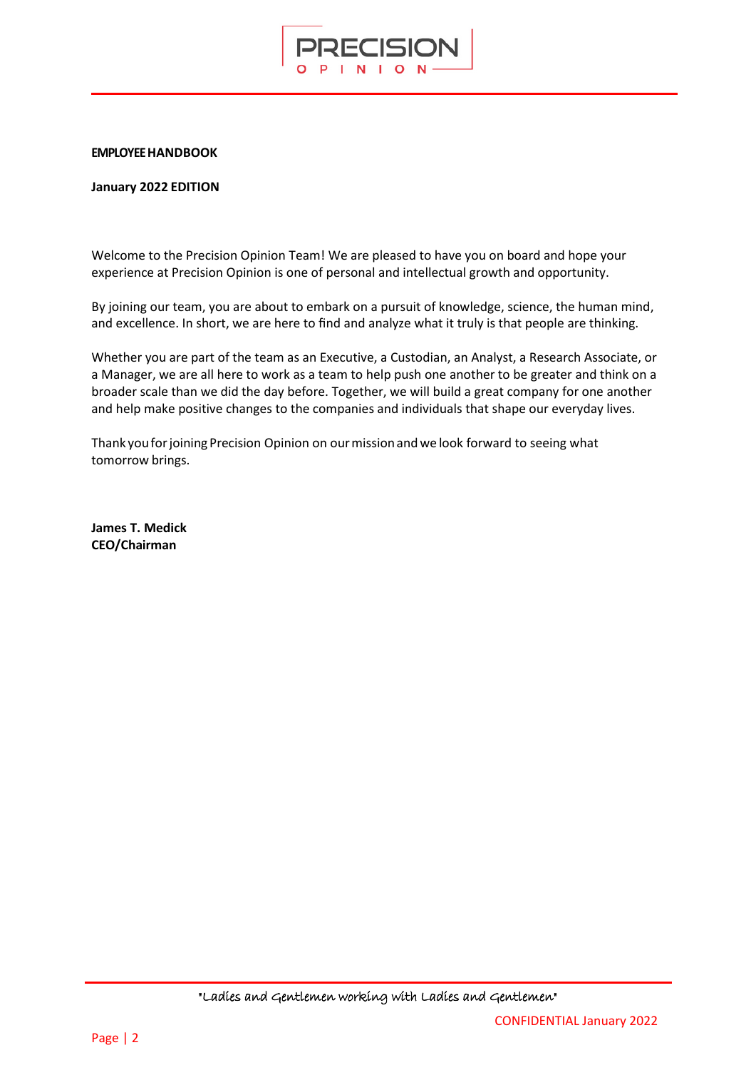**EMPLOYEE HANDBOOK**

**January 2022 EDITION**

Welcome to the Precision Opinion Team! We are pleased to have you on board and hope your experience at Precision Opinion is one of personal and intellectual growth and opportunity.

By joining our team, you are about to embark on a pursuit of knowledge, science, the human mind, and excellence. In short, we are here to find and analyze what it truly is that people are thinking.

Whether you are part of the team as an Executive, a Custodian, an Analyst, a Research Associate, or a Manager, we are all here to work as a team to help push one another to be greater and think on a broader scale than we did the day before. Together, we will build a great company for one another and help make positive changes to the companies and individuals that shape our everyday lives.

Thank you for joining Precision Opinion on our mission and we look forward to seeing what tomorrow brings.

**James T. Medick**
**CEO/Chairman**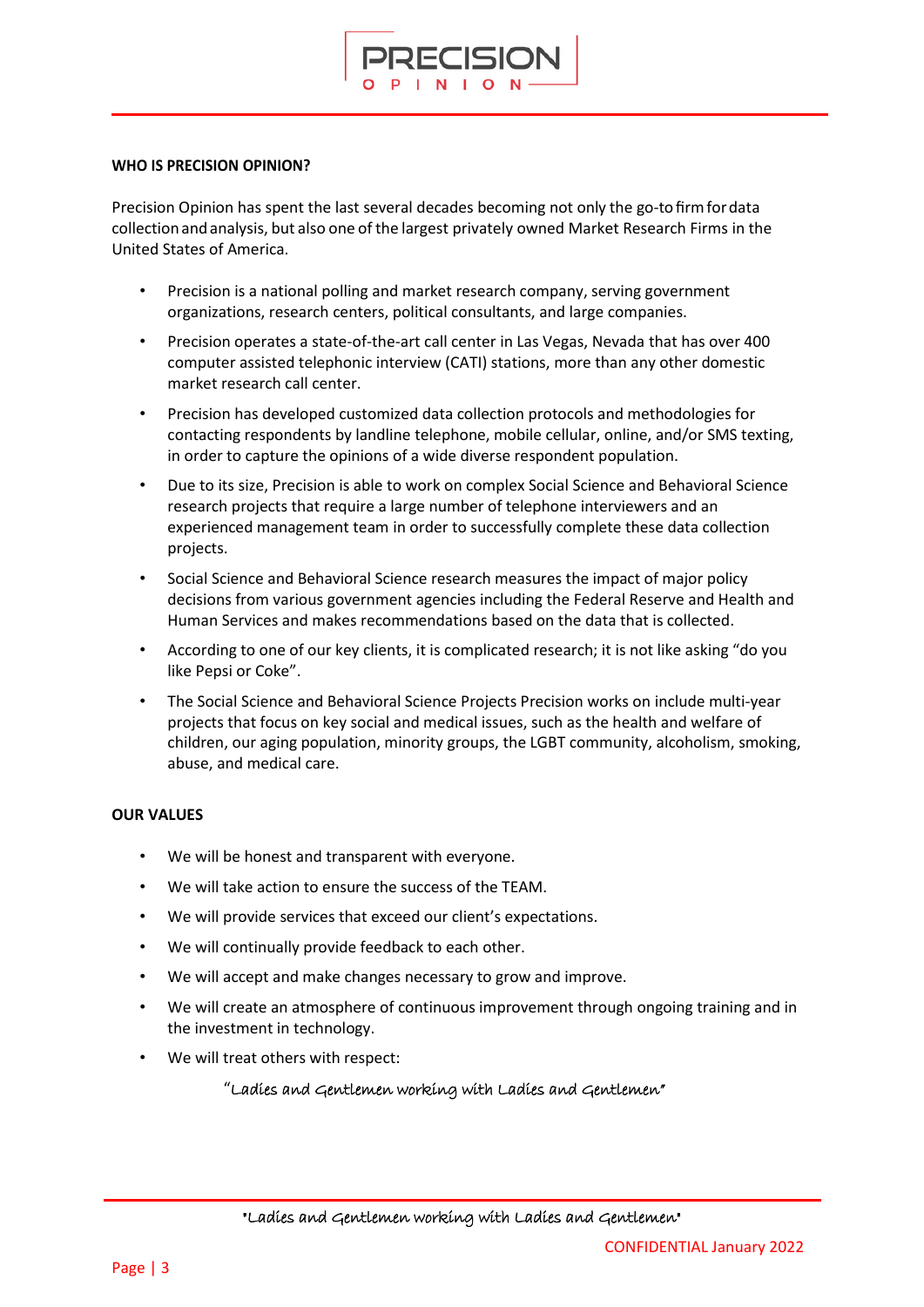## WHO IS PRECISION OPINION?

Precision Opinion has spent the last several decades becoming not only the go-to firm for data collection and analysis, but also one of the largest privately owned Market Research Firms in the United States of America.

- Precision is a national polling and market research company, serving government organizations, research centers, political consultants, and large companies.
- Precision operates a state-of-the-art call center in Las Vegas, Nevada that has over 400 computer assisted telephonic interview (CATI) stations, more than any other domestic market research call center.
- Precision has developed customized data collection protocols and methodologies for contacting respondents by landline telephone, mobile cellular, online, and/or SMS texting, in order to capture the opinions of a wide diverse respondent population.
- Due to its size, Precision is able to work on complex Social Science and Behavioral Science research projects that require a large number of telephone interviewers and an experienced management team in order to successfully complete these data collection projects.
- Social Science and Behavioral Science research measures the impact of major policy decisions from various government agencies including the Federal Reserve and Health and Human Services and makes recommendations based on the data that is collected.
- According to one of our key clients, it is complicated research; it is not like asking “do you like Pepsi or Coke”.
- The Social Science and Behavioral Science Projects Precision works on include multi-year projects that focus on key social and medical issues, such as the health and welfare of children, our aging population, minority groups, the LGBT community, alcoholism, smoking, abuse, and medical care.

## OUR VALUES

- We will be honest and transparent with everyone.
- We will take action to ensure the success of the TEAM.
- We will provide services that exceed our client’s expectations.
- We will continually provide feedback to each other.
- We will accept and make changes necessary to grow and improve.
- We will create an atmosphere of continuous improvement through ongoing training and in the investment in technology.
- We will treat others with respect:

  *“Ladies and Gentlemen working with Ladies and Gentlemen”*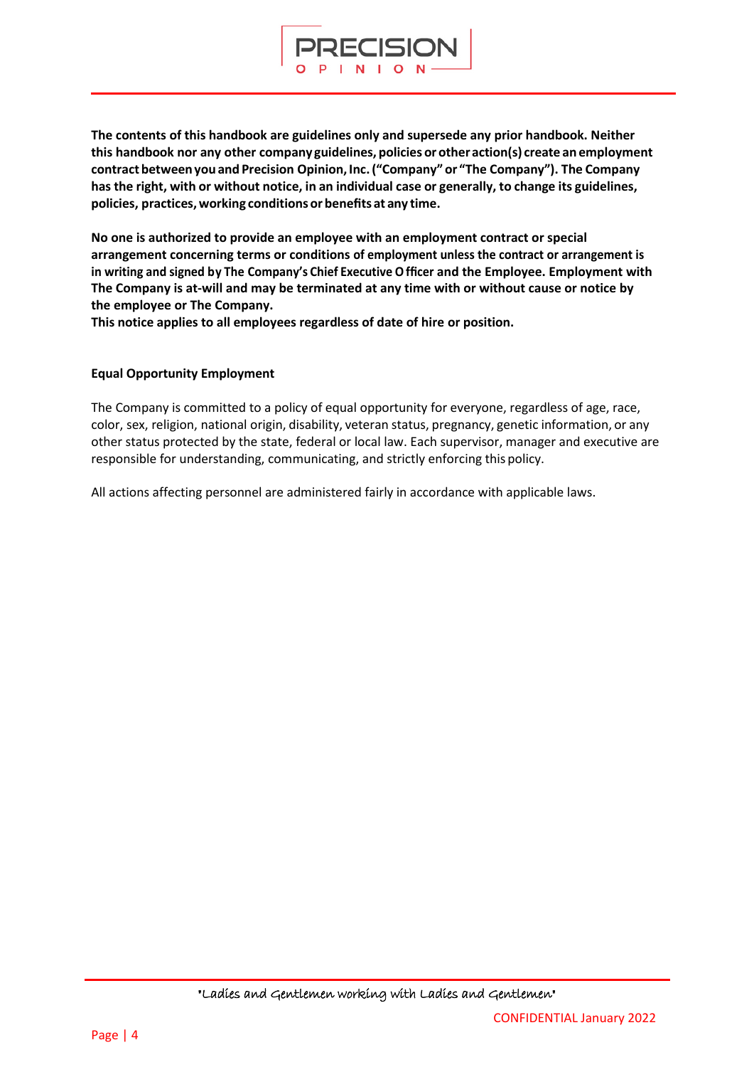**The contents of this handbook are guidelines only and supersede any prior handbook. Neither this handbook nor any other company guidelines, policies or other action(s) create an employment contract between you and Precision Opinion, Inc. ("Company" or "The Company"). The Company has the right, with or without notice, in an individual case or generally, to change its guidelines, policies, practices, working conditions or benefits at any time.**

**No one is authorized to provide an employee with an employment contract or special arrangement concerning terms or conditions of employment unless the contract or arrangement is in writing and signed by The Company's Chief Executive Officer and the Employee. Employment with The Company is at-will and may be terminated at any time with or without cause or notice by the employee or The Company.**
**This notice applies to all employees regardless of date of hire or position.**

**Equal Opportunity Employment**

The Company is committed to a policy of equal opportunity for everyone, regardless of age, race, color, sex, religion, national origin, disability, veteran status, pregnancy, genetic information, or any other status protected by the state, federal or local law. Each supervisor, manager and executive are responsible for understanding, communicating, and strictly enforcing this policy.

All actions affecting personnel are administered fairly in accordance with applicable laws.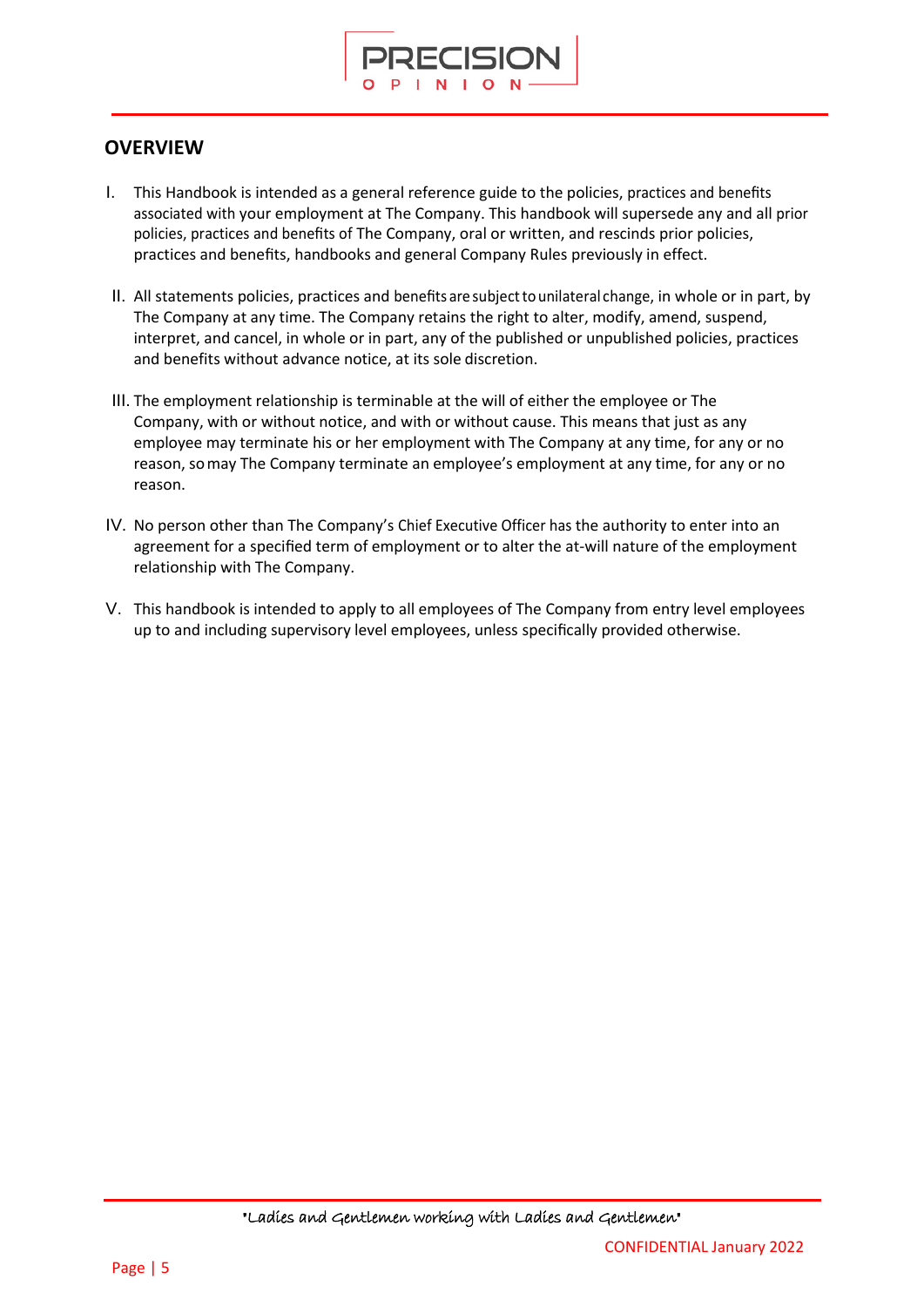## OVERVIEW

I. This Handbook is intended as a general reference guide to the policies, practices and benefits associated with your employment at The Company. This handbook will supersede any and all prior policies, practices and benefits of The Company, oral or written, and rescinds prior policies, practices and benefits, handbooks and general Company Rules previously in effect.

II. All statements policies, practices and benefits are subject to unilateral change, in whole or in part, by The Company at any time. The Company retains the right to alter, modify, amend, suspend, interpret, and cancel, in whole or in part, any of the published or unpublished policies, practices and benefits without advance notice, at its sole discretion.

III. The employment relationship is terminable at the will of either the employee or The Company, with or without notice, and with or without cause. This means that just as any employee may terminate his or her employment with The Company at any time, for any or no reason, so may The Company terminate an employee's employment at any time, for any or no reason.

IV. No person other than The Company's Chief Executive Officer has the authority to enter into an agreement for a specified term of employment or to alter the at-will nature of the employment relationship with The Company.

V. This handbook is intended to apply to all employees of The Company from entry level employees up to and including supervisory level employees, unless specifically provided otherwise.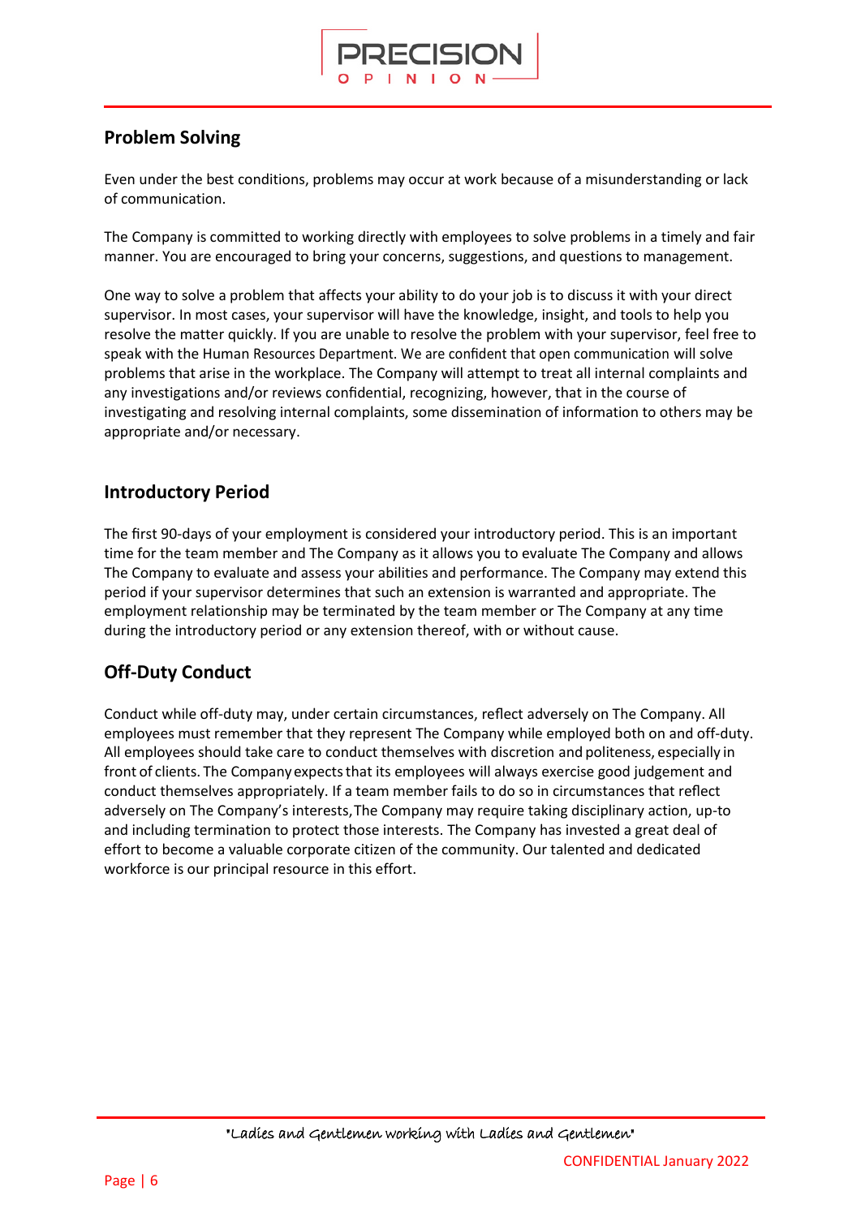## Problem Solving

Even under the best conditions, problems may occur at work because of a misunderstanding or lack of communication.

The Company is committed to working directly with employees to solve problems in a timely and fair manner. You are encouraged to bring your concerns, suggestions, and questions to management.

One way to solve a problem that affects your ability to do your job is to discuss it with your direct supervisor. In most cases, your supervisor will have the knowledge, insight, and tools to help you resolve the matter quickly. If you are unable to resolve the problem with your supervisor, feel free to speak with the Human Resources Department. We are confident that open communication will solve problems that arise in the workplace. The Company will attempt to treat all internal complaints and any investigations and/or reviews confidential, recognizing, however, that in the course of investigating and resolving internal complaints, some dissemination of information to others may be appropriate and/or necessary.

## Introductory Period

The first 90-days of your employment is considered your introductory period. This is an important time for the team member and The Company as it allows you to evaluate The Company and allows The Company to evaluate and assess your abilities and performance. The Company may extend this period if your supervisor determines that such an extension is warranted and appropriate. The employment relationship may be terminated by the team member or The Company at any time during the introductory period or any extension thereof, with or without cause.

## Off-Duty Conduct

Conduct while off-duty may, under certain circumstances, reflect adversely on The Company. All employees must remember that they represent The Company while employed both on and off-duty. All employees should take care to conduct themselves with discretion and politeness, especially in front of clients. The Company expects that its employees will always exercise good judgement and conduct themselves appropriately. If a team member fails to do so in circumstances that reflect adversely on The Company's interests, The Company may require taking disciplinary action, up-to and including termination to protect those interests. The Company has invested a great deal of effort to become a valuable corporate citizen of the community. Our talented and dedicated workforce is our principal resource in this effort.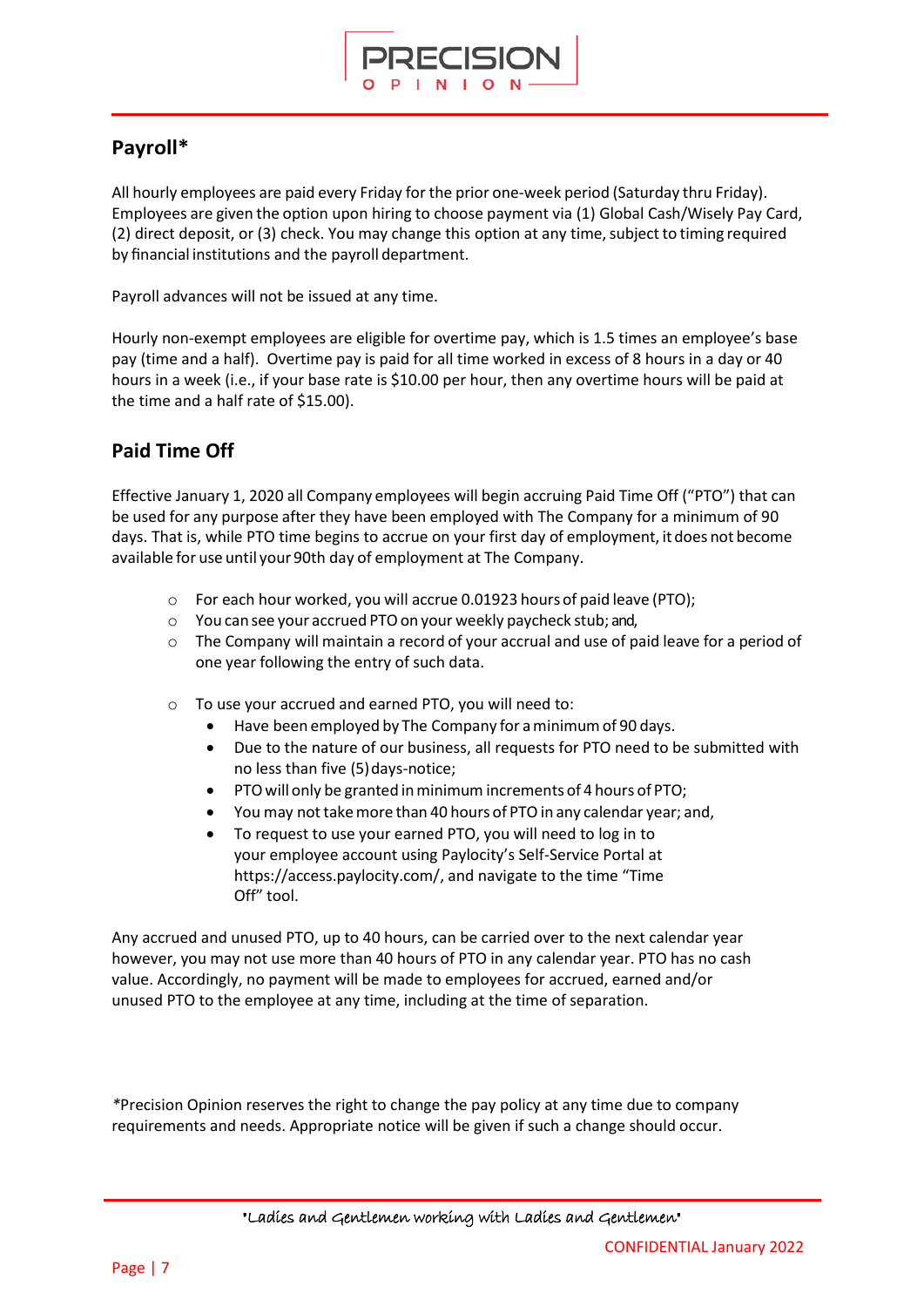## Payroll*

All hourly employees are paid every Friday for the prior one-week period (Saturday thru Friday). Employees are given the option upon hiring to choose payment via (1) Global Cash/Wisely Pay Card, (2) direct deposit, or (3) check. You may change this option at any time, subject to timing required by financial institutions and the payroll department.

Payroll advances will not be issued at any time.

Hourly non-exempt employees are eligible for overtime pay, which is 1.5 times an employee's base pay (time and a half). Overtime pay is paid for all time worked in excess of 8 hours in a day or 40 hours in a week (i.e., if your base rate is $10.00 per hour, then any overtime hours will be paid at the time and a half rate of $15.00).

## Paid Time Off

Effective January 1, 2020 all Company employees will begin accruing Paid Time Off ("PTO") that can be used for any purpose after they have been employed with The Company for a minimum of 90 days. That is, while PTO time begins to accrue on your first day of employment, it does not become available for use until your 90th day of employment at The Company.

- For each hour worked, you will accrue 0.01923 hours of paid leave (PTO);
- You can see your accrued PTO on your weekly paycheck stub; and,
- The Company will maintain a record of your accrual and use of paid leave for a period of one year following the entry of such data.

- To use your accrued and earned PTO, you will need to:
  - Have been employed by The Company for a minimum of 90 days.
  - Due to the nature of our business, all requests for PTO need to be submitted with no less than five (5) days-notice;
  - PTO will only be granted in minimum increments of 4 hours of PTO;
  - You may not take more than 40 hours of PTO in any calendar year; and,
  - To request to use your earned PTO, you will need to log in to your employee account using Paylocity's Self-Service Portal at https://access.paylocity.com/, and navigate to the time "Time Off" tool.

Any accrued and unused PTO, up to 40 hours, can be carried over to the next calendar year however, you may not use more than 40 hours of PTO in any calendar year. PTO has no cash value. Accordingly, no payment will be made to employees for accrued, earned and/or unused PTO to the employee at any time, including at the time of separation.

*Precision Opinion reserves the right to change the pay policy at any time due to company requirements and needs. Appropriate notice will be given if such a change should occur.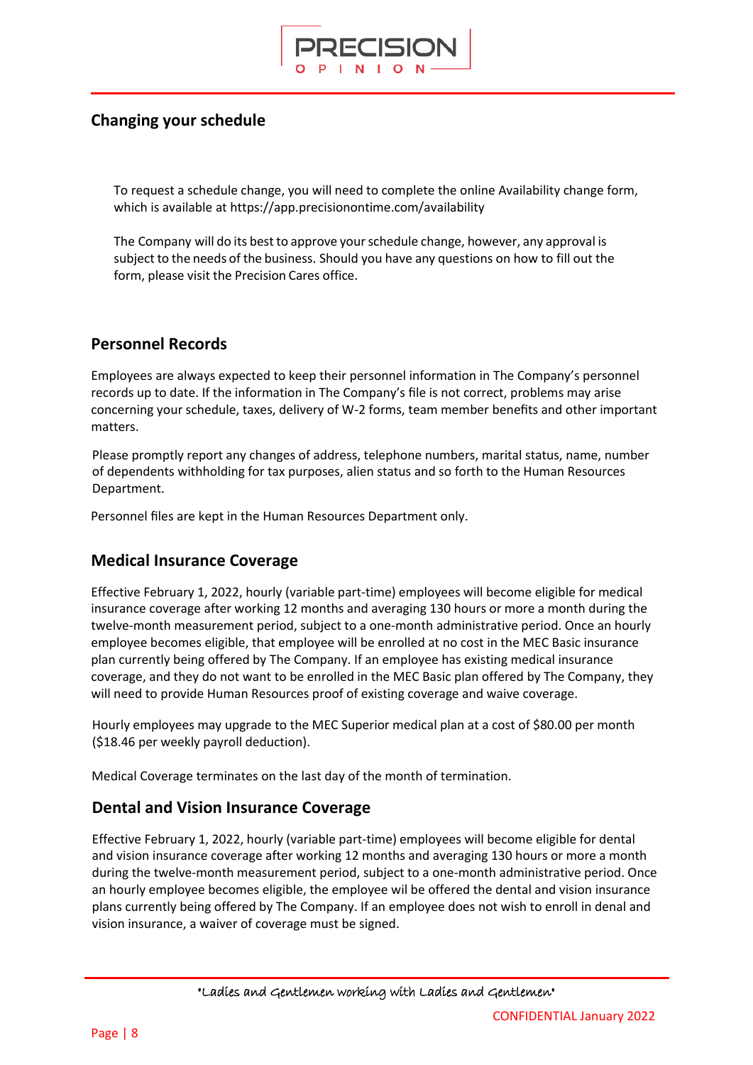## Changing your schedule

To request a schedule change, you will need to complete the online Availability change form, which is available at https://app.precisionontime.com/availability

The Company will do its best to approve your schedule change, however, any approval is subject to the needs of the business. Should you have any questions on how to fill out the form, please visit the Precision Cares office.

## Personnel Records

Employees are always expected to keep their personnel information in The Company's personnel records up to date. If the information in The Company's file is not correct, problems may arise concerning your schedule, taxes, delivery of W-2 forms, team member benefits and other important matters.

Please promptly report any changes of address, telephone numbers, marital status, name, number of dependents withholding for tax purposes, alien status and so forth to the Human Resources Department.

Personnel files are kept in the Human Resources Department only.

## Medical Insurance Coverage

Effective February 1, 2022, hourly (variable part-time) employees will become eligible for medical insurance coverage after working 12 months and averaging 130 hours or more a month during the twelve-month measurement period, subject to a one-month administrative period. Once an hourly employee becomes eligible, that employee will be enrolled at no cost in the MEC Basic insurance plan currently being offered by The Company. If an employee has existing medical insurance coverage, and they do not want to be enrolled in the MEC Basic plan offered by The Company, they will need to provide Human Resources proof of existing coverage and waive coverage.

Hourly employees may upgrade to the MEC Superior medical plan at a cost of $80.00 per month ($18.46 per weekly payroll deduction).

Medical Coverage terminates on the last day of the month of termination.

## Dental and Vision Insurance Coverage

Effective February 1, 2022, hourly (variable part-time) employees will become eligible for dental and vision insurance coverage after working 12 months and averaging 130 hours or more a month during the twelve-month measurement period, subject to a one-month administrative period. Once an hourly employee becomes eligible, the employee wil be offered the dental and vision insurance plans currently being offered by The Company. If an employee does not wish to enroll in denal and vision insurance, a waiver of coverage must be signed.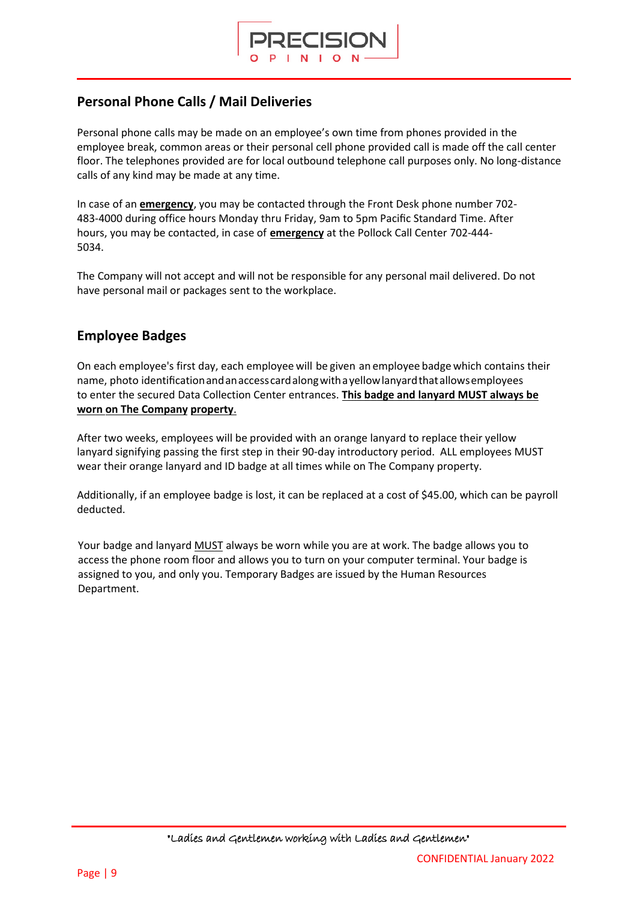## Personal Phone Calls / Mail Deliveries

Personal phone calls may be made on an employee's own time from phones provided in the employee break, common areas or their personal cell phone provided call is made off the call center floor. The telephones provided are for local outbound telephone call purposes only. No long-distance calls of any kind may be made at any time.

In case of an **emergency**, you may be contacted through the Front Desk phone number 702-483-4000 during office hours Monday thru Friday, 9am to 5pm Pacific Standard Time. After hours, you may be contacted, in case of **emergency** at the Pollock Call Center 702-444-5034.

The Company will not accept and will not be responsible for any personal mail delivered. Do not have personal mail or packages sent to the workplace.

## Employee Badges

On each employee's first day, each employee will be given an employee badge which contains their name, photo identification and an access card along with a yellow lanyard that allows employees to enter the secured Data Collection Center entrances. **This badge and lanyard MUST always be worn on The Company property**.

After two weeks, employees will be provided with an orange lanyard to replace their yellow lanyard signifying passing the first step in their 90-day introductory period. ALL employees MUST wear their orange lanyard and ID badge at all times while on The Company property.

Additionally, if an employee badge is lost, it can be replaced at a cost of $45.00, which can be payroll deducted.

Your badge and lanyard MUST always be worn while you are at work. The badge allows you to access the phone room floor and allows you to turn on your computer terminal. Your badge is assigned to you, and only you. Temporary Badges are issued by the Human Resources Department.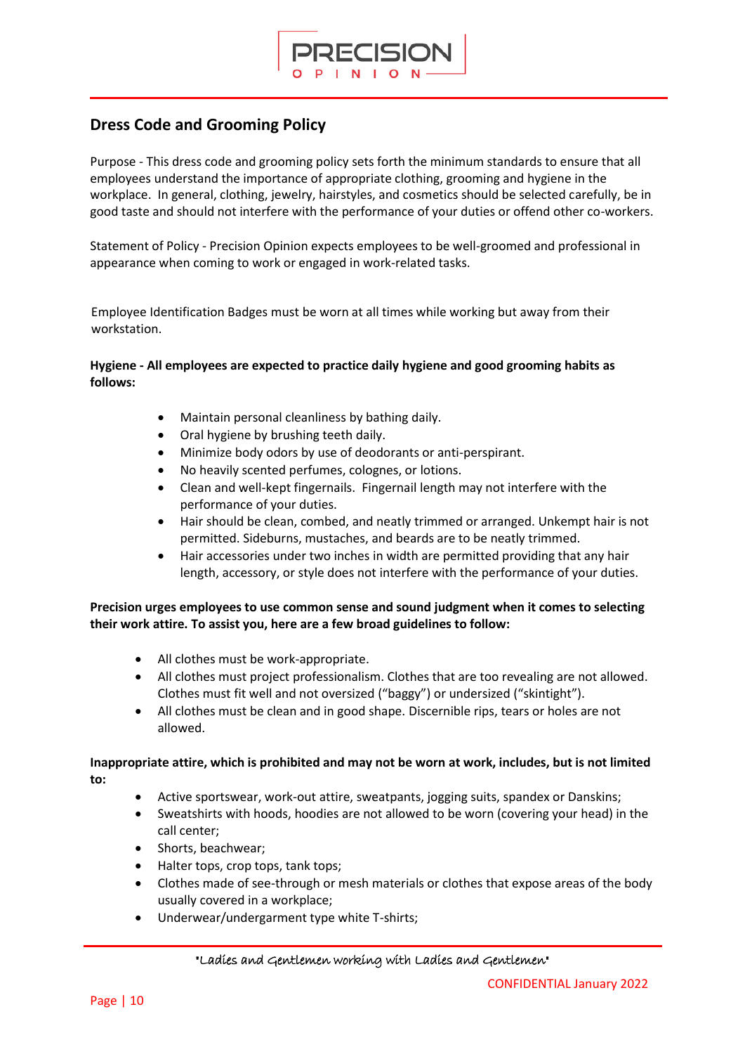## Dress Code and Grooming Policy

Purpose - This dress code and grooming policy sets forth the minimum standards to ensure that all employees understand the importance of appropriate clothing, grooming and hygiene in the workplace. In general, clothing, jewelry, hairstyles, and cosmetics should be selected carefully, be in good taste and should not interfere with the performance of your duties or offend other co-workers.

Statement of Policy - Precision Opinion expects employees to be well-groomed and professional in appearance when coming to work or engaged in work-related tasks.

Employee Identification Badges must be worn at all times while working but away from their workstation.

**Hygiene - All employees are expected to practice daily hygiene and good grooming habits as follows:**

- Maintain personal cleanliness by bathing daily.
- Oral hygiene by brushing teeth daily.
- Minimize body odors by use of deodorants or anti-perspirant.
- No heavily scented perfumes, colognes, or lotions.
- Clean and well-kept fingernails. Fingernail length may not interfere with the performance of your duties.
- Hair should be clean, combed, and neatly trimmed or arranged. Unkempt hair is not permitted. Sideburns, mustaches, and beards are to be neatly trimmed.
- Hair accessories under two inches in width are permitted providing that any hair length, accessory, or style does not interfere with the performance of your duties.

**Precision urges employees to use common sense and sound judgment when it comes to selecting their work attire. To assist you, here are a few broad guidelines to follow:**

- All clothes must be work-appropriate.
- All clothes must project professionalism. Clothes that are too revealing are not allowed. Clothes must fit well and not oversized ("baggy") or undersized ("skintight").
- All clothes must be clean and in good shape. Discernible rips, tears or holes are not allowed.

**Inappropriate attire, which is prohibited and may not be worn at work, includes, but is not limited to:**

- Active sportswear, work-out attire, sweatpants, jogging suits, spandex or Danskins;
- Sweatshirts with hoods, hoodies are not allowed to be worn (covering your head) in the call center;
- Shorts, beachwear;
- Halter tops, crop tops, tank tops;
- Clothes made of see-through or mesh materials or clothes that expose areas of the body usually covered in a workplace;
- Underwear/undergarment type white T-shirts;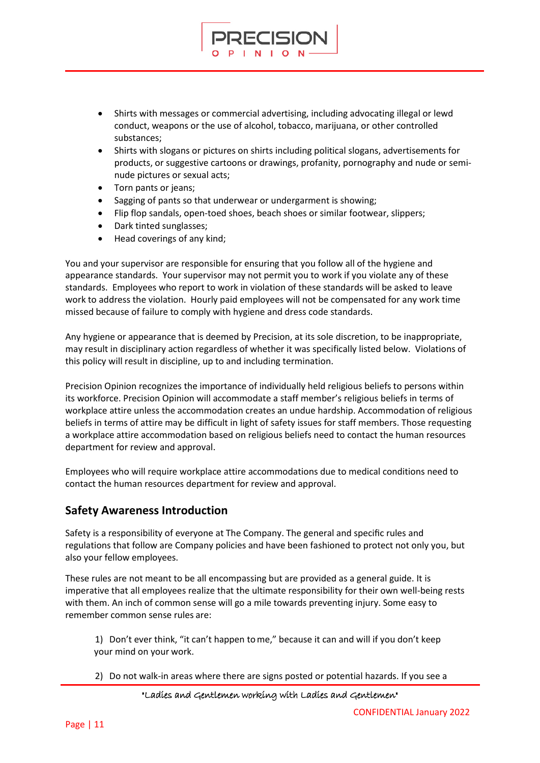- Shirts with messages or commercial advertising, including advocating illegal or lewd conduct, weapons or the use of alcohol, tobacco, marijuana, or other controlled substances;
- Shirts with slogans or pictures on shirts including political slogans, advertisements for products, or suggestive cartoons or drawings, profanity, pornography and nude or semi-nude pictures or sexual acts;
- Torn pants or jeans;
- Sagging of pants so that underwear or undergarment is showing;
- Flip flop sandals, open-toed shoes, beach shoes or similar footwear, slippers;
- Dark tinted sunglasses;
- Head coverings of any kind;

You and your supervisor are responsible for ensuring that you follow all of the hygiene and appearance standards. Your supervisor may not permit you to work if you violate any of these standards. Employees who report to work in violation of these standards will be asked to leave work to address the violation. Hourly paid employees will not be compensated for any work time missed because of failure to comply with hygiene and dress code standards.

Any hygiene or appearance that is deemed by Precision, at its sole discretion, to be inappropriate, may result in disciplinary action regardless of whether it was specifically listed below. Violations of this policy will result in discipline, up to and including termination.

Precision Opinion recognizes the importance of individually held religious beliefs to persons within its workforce. Precision Opinion will accommodate a staff member's religious beliefs in terms of workplace attire unless the accommodation creates an undue hardship. Accommodation of religious beliefs in terms of attire may be difficult in light of safety issues for staff members. Those requesting a workplace attire accommodation based on religious beliefs need to contact the human resources department for review and approval.

Employees who will require workplace attire accommodations due to medical conditions need to contact the human resources department for review and approval.

## Safety Awareness Introduction

Safety is a responsibility of everyone at The Company. The general and specific rules and regulations that follow are Company policies and have been fashioned to protect not only you, but also your fellow employees.

These rules are not meant to be all encompassing but are provided as a general guide. It is imperative that all employees realize that the ultimate responsibility for their own well-being rests with them. An inch of common sense will go a mile towards preventing injury. Some easy to remember common sense rules are:

1) Don't ever think, "it can't happen to me," because it can and will if you don't keep your mind on your work.

2) Do not walk-in areas where there are signs posted or potential hazards. If you see a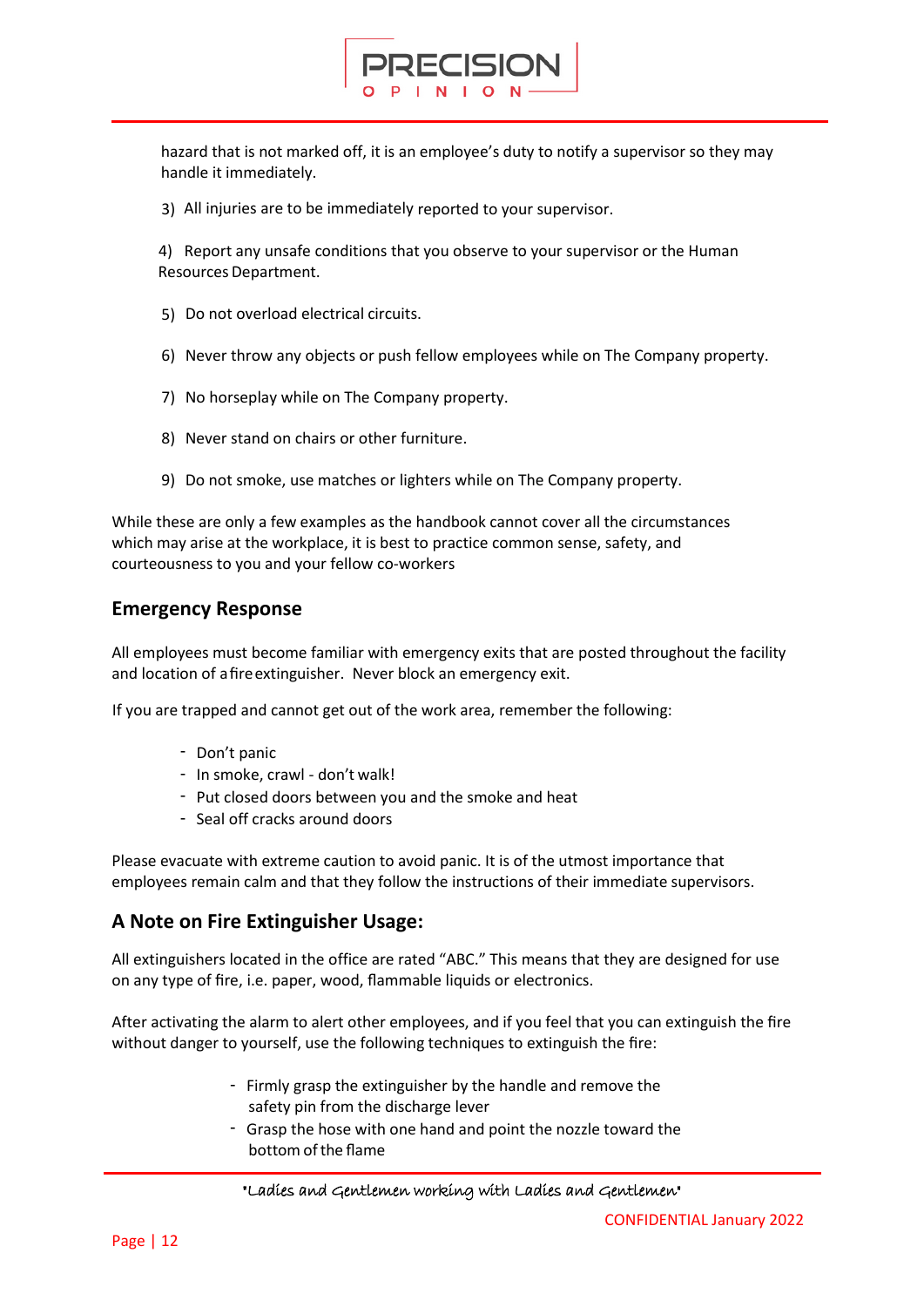hazard that is not marked off, it is an employee's duty to notify a supervisor so they may handle it immediately.

3) All injuries are to be immediately reported to your supervisor.

4) Report any unsafe conditions that you observe to your supervisor or the Human Resources Department.

5) Do not overload electrical circuits.

6) Never throw any objects or push fellow employees while on The Company property.

7) No horseplay while on The Company property.

8) Never stand on chairs or other furniture.

9) Do not smoke, use matches or lighters while on The Company property.

While these are only a few examples as the handbook cannot cover all the circumstances which may arise at the workplace, it is best to practice common sense, safety, and courteousness to you and your fellow co-workers

## Emergency Response

All employees must become familiar with emergency exits that are posted throughout the facility and location of a fire extinguisher. Never block an emergency exit.

If you are trapped and cannot get out of the work area, remember the following:

- Don't panic
- In smoke, crawl - don't walk!
- Put closed doors between you and the smoke and heat
- Seal off cracks around doors

Please evacuate with extreme caution to avoid panic. It is of the utmost importance that employees remain calm and that they follow the instructions of their immediate supervisors.

## A Note on Fire Extinguisher Usage:

All extinguishers located in the office are rated "ABC." This means that they are designed for use on any type of fire, i.e. paper, wood, flammable liquids or electronics.

After activating the alarm to alert other employees, and if you feel that you can extinguish the fire without danger to yourself, use the following techniques to extinguish the fire:

- Firmly grasp the extinguisher by the handle and remove the safety pin from the discharge lever
- Grasp the hose with one hand and point the nozzle toward the bottom of the flame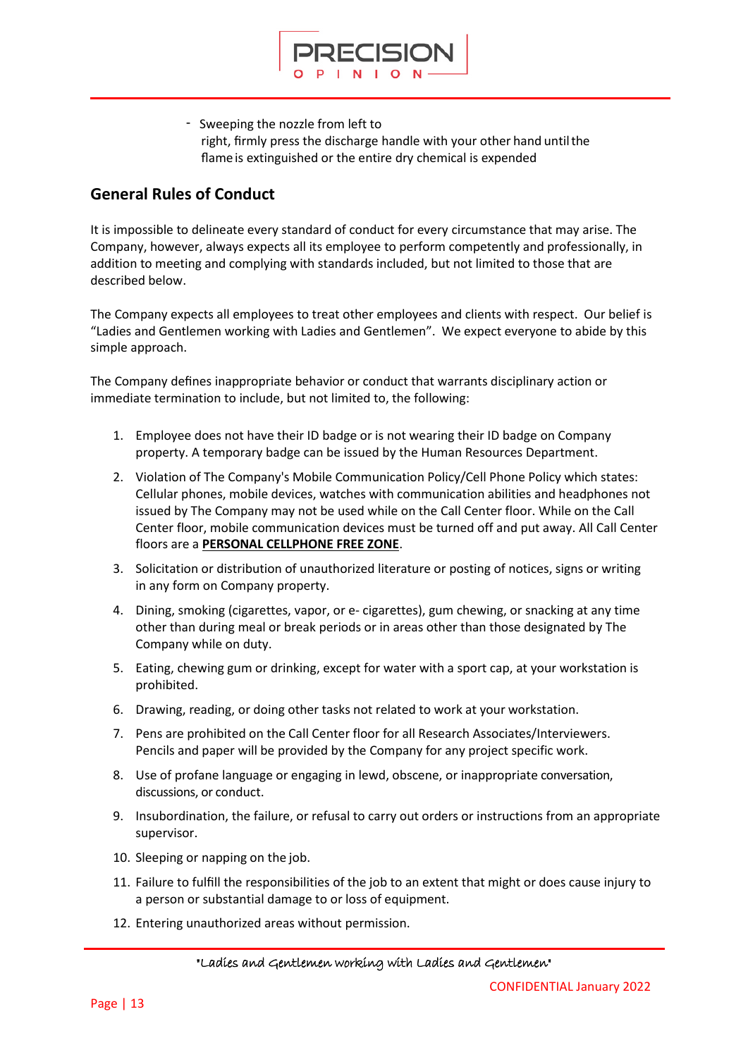- Sweeping the nozzle from left to right, firmly press the discharge handle with your other hand until the flame is extinguished or the entire dry chemical is expended

## General Rules of Conduct

It is impossible to delineate every standard of conduct for every circumstance that may arise. The Company, however, always expects all its employee to perform competently and professionally, in addition to meeting and complying with standards included, but not limited to those that are described below.

The Company expects all employees to treat other employees and clients with respect. Our belief is "Ladies and Gentlemen working with Ladies and Gentlemen". We expect everyone to abide by this simple approach.

The Company defines inappropriate behavior or conduct that warrants disciplinary action or immediate termination to include, but not limited to, the following:

1. Employee does not have their ID badge or is not wearing their ID badge on Company property. A temporary badge can be issued by the Human Resources Department.
2. Violation of The Company's Mobile Communication Policy/Cell Phone Policy which states: Cellular phones, mobile devices, watches with communication abilities and headphones not issued by The Company may not be used while on the Call Center floor. While on the Call Center floor, mobile communication devices must be turned off and put away. All Call Center floors are a **PERSONAL CELLPHONE FREE ZONE**.
3. Solicitation or distribution of unauthorized literature or posting of notices, signs or writing in any form on Company property.
4. Dining, smoking (cigarettes, vapor, or e- cigarettes), gum chewing, or snacking at any time other than during meal or break periods or in areas other than those designated by The Company while on duty.
5. Eating, chewing gum or drinking, except for water with a sport cap, at your workstation is prohibited.
6. Drawing, reading, or doing other tasks not related to work at your workstation.
7. Pens are prohibited on the Call Center floor for all Research Associates/Interviewers. Pencils and paper will be provided by the Company for any project specific work.
8. Use of profane language or engaging in lewd, obscene, or inappropriate conversation, discussions, or conduct.
9. Insubordination, the failure, or refusal to carry out orders or instructions from an appropriate supervisor.
10. Sleeping or napping on the job.
11. Failure to fulfill the responsibilities of the job to an extent that might or does cause injury to a person or substantial damage to or loss of equipment.
12. Entering unauthorized areas without permission.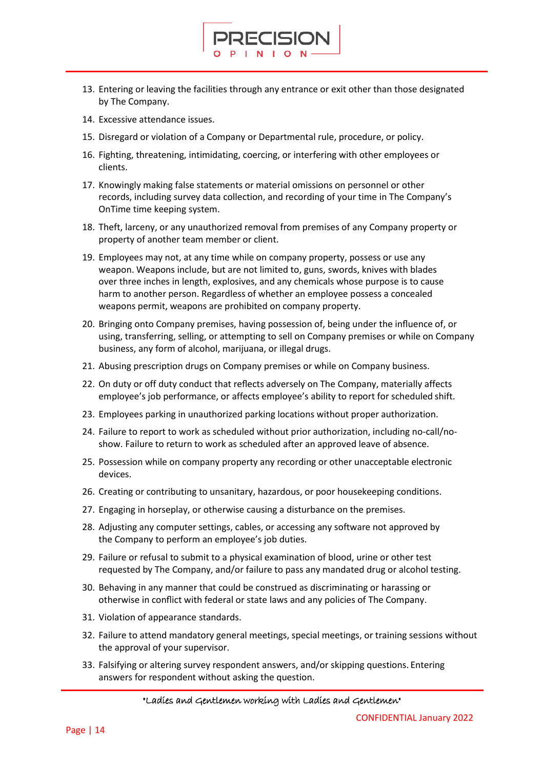13. Entering or leaving the facilities through any entrance or exit other than those designated by The Company.
14. Excessive attendance issues.
15. Disregard or violation of a Company or Departmental rule, procedure, or policy.
16. Fighting, threatening, intimidating, coercing, or interfering with other employees or clients.
17. Knowingly making false statements or material omissions on personnel or other records, including survey data collection, and recording of your time in The Company's OnTime time keeping system.
18. Theft, larceny, or any unauthorized removal from premises of any Company property or property of another team member or client.
19. Employees may not, at any time while on company property, possess or use any weapon. Weapons include, but are not limited to, guns, swords, knives with blades over three inches in length, explosives, and any chemicals whose purpose is to cause harm to another person. Regardless of whether an employee possess a concealed weapons permit, weapons are prohibited on company property.
20. Bringing onto Company premises, having possession of, being under the influence of, or using, transferring, selling, or attempting to sell on Company premises or while on Company business, any form of alcohol, marijuana, or illegal drugs.
21. Abusing prescription drugs on Company premises or while on Company business.
22. On duty or off duty conduct that reflects adversely on The Company, materially affects employee's job performance, or affects employee's ability to report for scheduled shift.
23. Employees parking in unauthorized parking locations without proper authorization.
24. Failure to report to work as scheduled without prior authorization, including no-call/no-show. Failure to return to work as scheduled after an approved leave of absence.
25. Possession while on company property any recording or other unacceptable electronic devices.
26. Creating or contributing to unsanitary, hazardous, or poor housekeeping conditions.
27. Engaging in horseplay, or otherwise causing a disturbance on the premises.
28. Adjusting any computer settings, cables, or accessing any software not approved by the Company to perform an employee's job duties.
29. Failure or refusal to submit to a physical examination of blood, urine or other test requested by The Company, and/or failure to pass any mandated drug or alcohol testing.
30. Behaving in any manner that could be construed as discriminating or harassing or otherwise in conflict with federal or state laws and any policies of The Company.
31. Violation of appearance standards.
32. Failure to attend mandatory general meetings, special meetings, or training sessions without the approval of your supervisor.
33. Falsifying or altering survey respondent answers, and/or skipping questions. Entering answers for respondent without asking the question.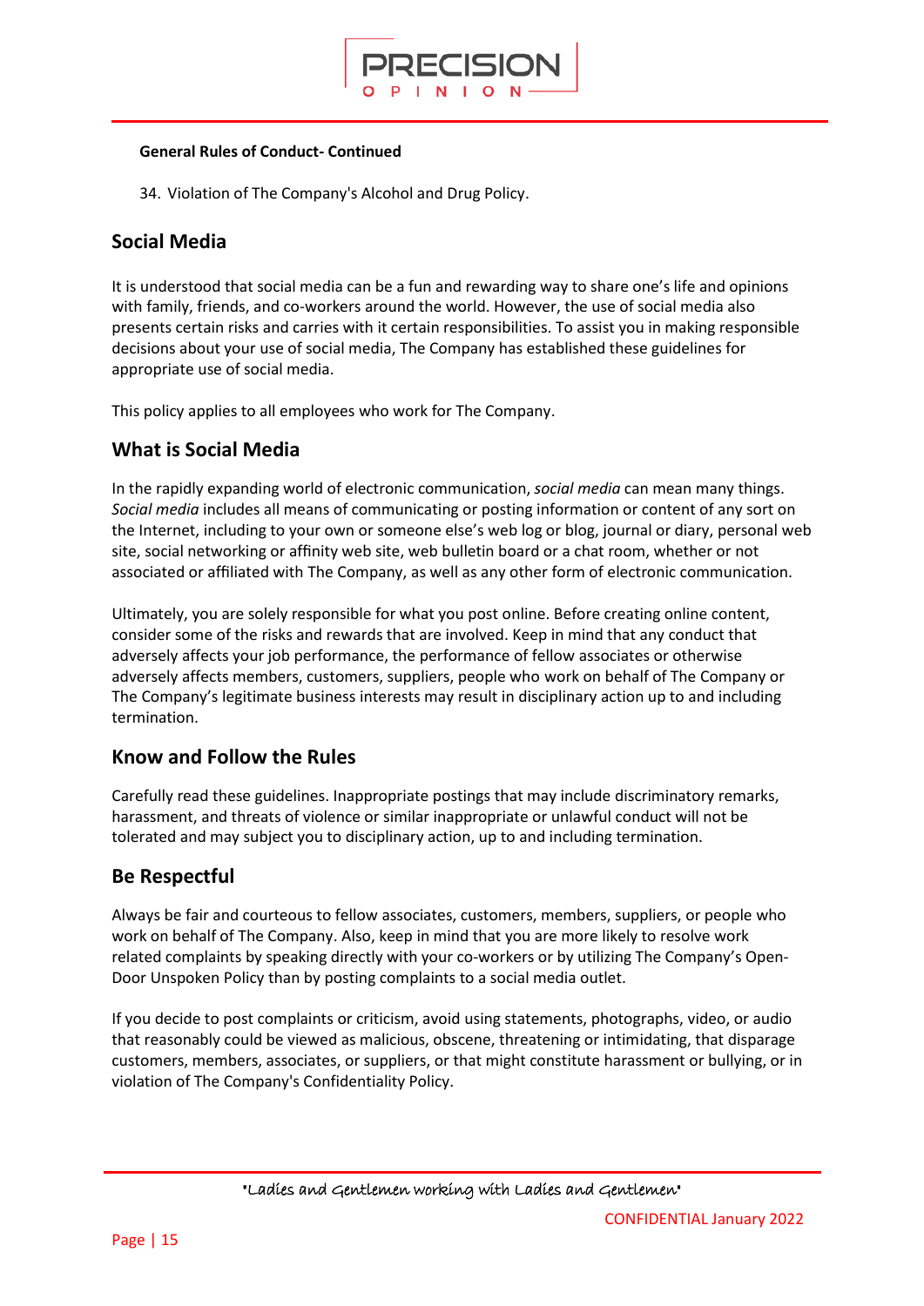**General Rules of Conduct- Continued**

34. Violation of The Company's Alcohol and Drug Policy.

## Social Media

It is understood that social media can be a fun and rewarding way to share one's life and opinions with family, friends, and co-workers around the world. However, the use of social media also presents certain risks and carries with it certain responsibilities. To assist you in making responsible decisions about your use of social media, The Company has established these guidelines for appropriate use of social media.

This policy applies to all employees who work for The Company.

## What is Social Media

In the rapidly expanding world of electronic communication, *social media* can mean many things. *Social media* includes all means of communicating or posting information or content of any sort on the Internet, including to your own or someone else's web log or blog, journal or diary, personal web site, social networking or affinity web site, web bulletin board or a chat room, whether or not associated or affiliated with The Company, as well as any other form of electronic communication.

Ultimately, you are solely responsible for what you post online. Before creating online content, consider some of the risks and rewards that are involved. Keep in mind that any conduct that adversely affects your job performance, the performance of fellow associates or otherwise adversely affects members, customers, suppliers, people who work on behalf of The Company or The Company's legitimate business interests may result in disciplinary action up to and including termination.

## Know and Follow the Rules

Carefully read these guidelines. Inappropriate postings that may include discriminatory remarks, harassment, and threats of violence or similar inappropriate or unlawful conduct will not be tolerated and may subject you to disciplinary action, up to and including termination.

## Be Respectful

Always be fair and courteous to fellow associates, customers, members, suppliers, or people who work on behalf of The Company. Also, keep in mind that you are more likely to resolve work related complaints by speaking directly with your co-workers or by utilizing The Company's Open-Door Unspoken Policy than by posting complaints to a social media outlet.

If you decide to post complaints or criticism, avoid using statements, photographs, video, or audio that reasonably could be viewed as malicious, obscene, threatening or intimidating, that disparage customers, members, associates, or suppliers, or that might constitute harassment or bullying, or in violation of The Company's Confidentiality Policy.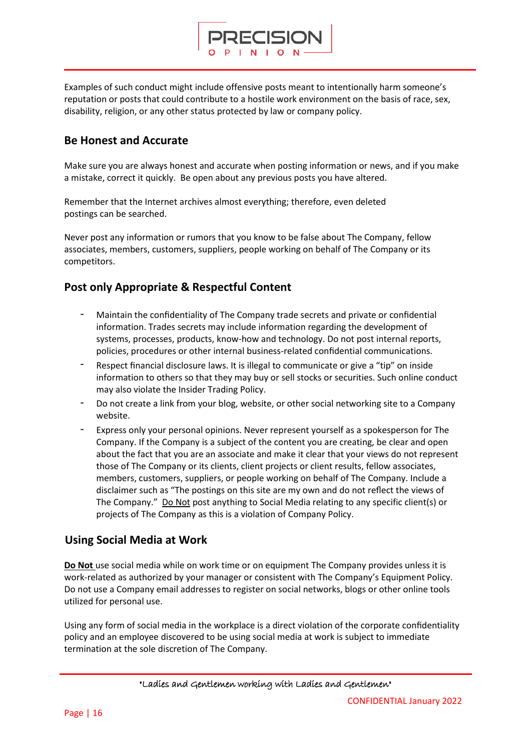Examples of such conduct might include offensive posts meant to intentionally harm someone's reputation or posts that could contribute to a hostile work environment on the basis of race, sex, disability, religion, or any other status protected by law or company policy.

## Be Honest and Accurate

Make sure you are always honest and accurate when posting information or news, and if you make a mistake, correct it quickly. Be open about any previous posts you have altered.

Remember that the Internet archives almost everything; therefore, even deleted postings can be searched.

Never post any information or rumors that you know to be false about The Company, fellow associates, members, customers, suppliers, people working on behalf of The Company or its competitors.

## Post only Appropriate & Respectful Content

- Maintain the confidentiality of The Company trade secrets and private or confidential information. Trades secrets may include information regarding the development of systems, processes, products, know-how and technology. Do not post internal reports, policies, procedures or other internal business-related confidential communications.
- Respect financial disclosure laws. It is illegal to communicate or give a "tip" on inside information to others so that they may buy or sell stocks or securities. Such online conduct may also violate the Insider Trading Policy.
- Do not create a link from your blog, website, or other social networking site to a Company website.
- Express only your personal opinions. Never represent yourself as a spokesperson for The Company. If the Company is a subject of the content you are creating, be clear and open about the fact that you are an associate and make it clear that your views do not represent those of The Company or its clients, client projects or client results, fellow associates, members, customers, suppliers, or people working on behalf of The Company. Include a disclaimer such as "The postings on this site are my own and do not reflect the views of The Company." Do Not post anything to Social Media relating to any specific client(s) or projects of The Company as this is a violation of Company Policy.

## Using Social Media at Work

**Do Not** use social media while on work time or on equipment The Company provides unless it is work-related as authorized by your manager or consistent with The Company's Equipment Policy. Do not use a Company email addresses to register on social networks, blogs or other online tools utilized for personal use.

Using any form of social media in the workplace is a direct violation of the corporate confidentiality policy and an employee discovered to be using social media at work is subject to immediate termination at the sole discretion of The Company.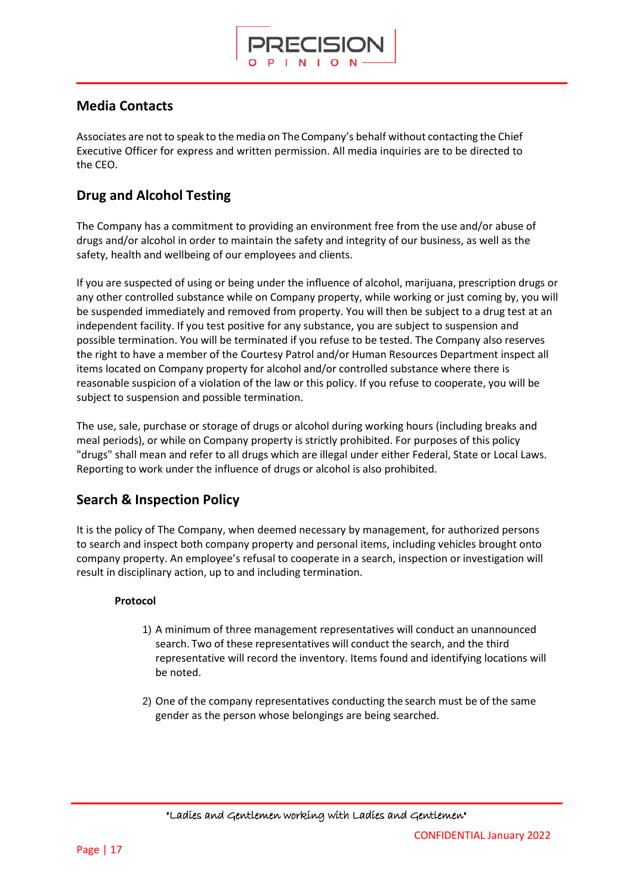## Media Contacts

Associates are not to speak to the media on The Company's behalf without contacting the Chief Executive Officer for express and written permission. All media inquiries are to be directed to the CEO.

## Drug and Alcohol Testing

The Company has a commitment to providing an environment free from the use and/or abuse of drugs and/or alcohol in order to maintain the safety and integrity of our business, as well as the safety, health and wellbeing of our employees and clients.

If you are suspected of using or being under the influence of alcohol, marijuana, prescription drugs or any other controlled substance while on Company property, while working or just coming by, you will be suspended immediately and removed from property. You will then be subject to a drug test at an independent facility. If you test positive for any substance, you are subject to suspension and possible termination. You will be terminated if you refuse to be tested. The Company also reserves the right to have a member of the Courtesy Patrol and/or Human Resources Department inspect all items located on Company property for alcohol and/or controlled substance where there is reasonable suspicion of a violation of the law or this policy. If you refuse to cooperate, you will be subject to suspension and possible termination.

The use, sale, purchase or storage of drugs or alcohol during working hours (including breaks and meal periods), or while on Company property is strictly prohibited. For purposes of this policy "drugs" shall mean and refer to all drugs which are illegal under either Federal, State or Local Laws. Reporting to work under the influence of drugs or alcohol is also prohibited.

## Search & Inspection Policy

It is the policy of The Company, when deemed necessary by management, for authorized persons to search and inspect both company property and personal items, including vehicles brought onto company property. An employee's refusal to cooperate in a search, inspection or investigation will result in disciplinary action, up to and including termination.

**Protocol**

1) A minimum of three management representatives will conduct an unannounced search. Two of these representatives will conduct the search, and the third representative will record the inventory. Items found and identifying locations will be noted.

2) One of the company representatives conducting the search must be of the same gender as the person whose belongings are being searched.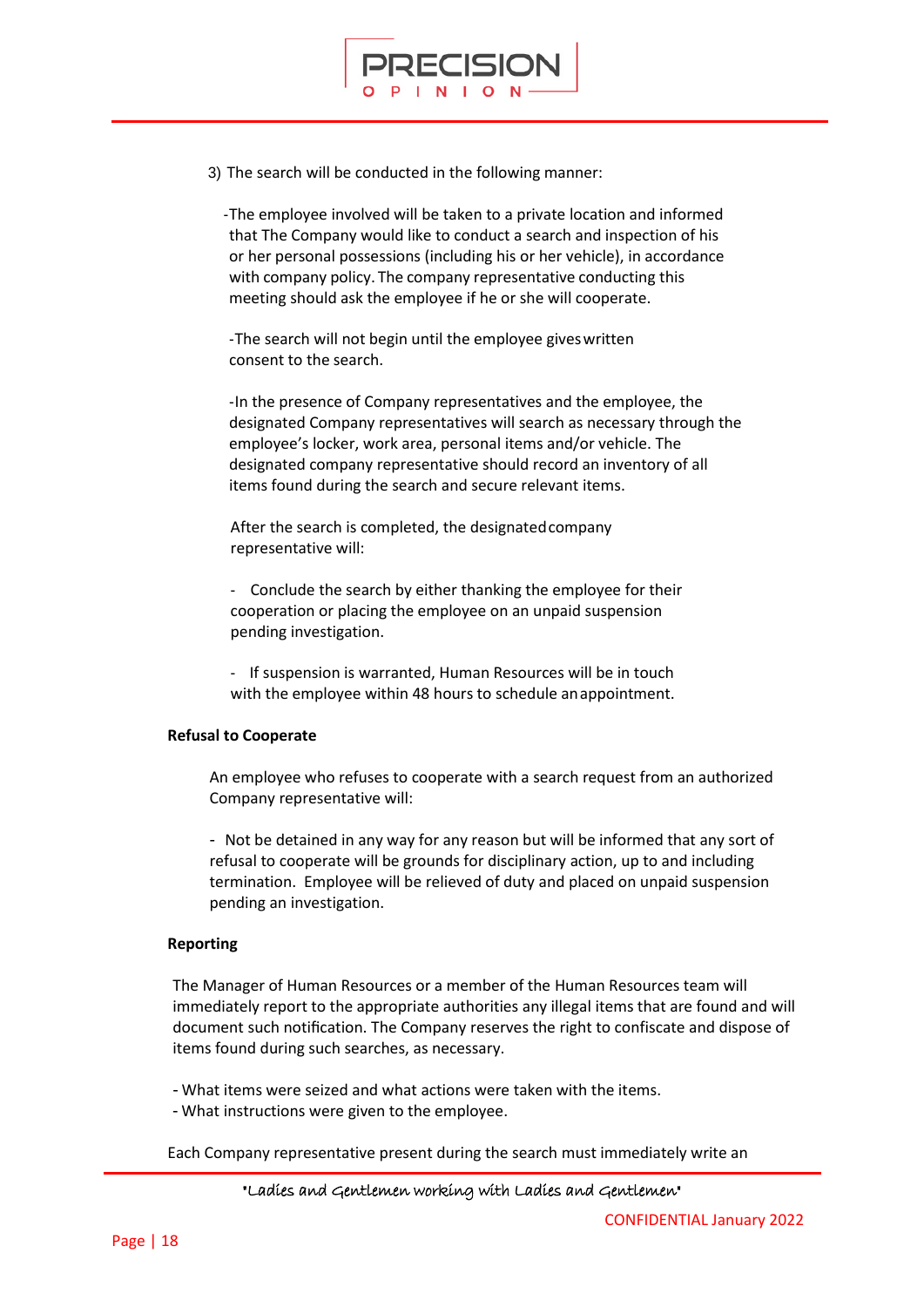3) The search will be conducted in the following manner:

-The employee involved will be taken to a private location and informed that The Company would like to conduct a search and inspection of his or her personal possessions (including his or her vehicle), in accordance with company policy. The company representative conducting this meeting should ask the employee if he or she will cooperate.

-The search will not begin until the employee gives written consent to the search.

-In the presence of Company representatives and the employee, the designated Company representatives will search as necessary through the employee's locker, work area, personal items and/or vehicle. The designated company representative should record an inventory of all items found during the search and secure relevant items.

After the search is completed, the designated company representative will:

- Conclude the search by either thanking the employee for their cooperation or placing the employee on an unpaid suspension pending investigation.
- If suspension is warranted, Human Resources will be in touch with the employee within 48 hours to schedule an appointment.

**Refusal to Cooperate**

An employee who refuses to cooperate with a search request from an authorized Company representative will:

- Not be detained in any way for any reason but will be informed that any sort of refusal to cooperate will be grounds for disciplinary action, up to and including termination. Employee will be relieved of duty and placed on unpaid suspension pending an investigation.

**Reporting**

The Manager of Human Resources or a member of the Human Resources team will immediately report to the appropriate authorities any illegal items that are found and will document such notification. The Company reserves the right to confiscate and dispose of items found during such searches, as necessary.

- What items were seized and what actions were taken with the items.
- What instructions were given to the employee.

Each Company representative present during the search must immediately write an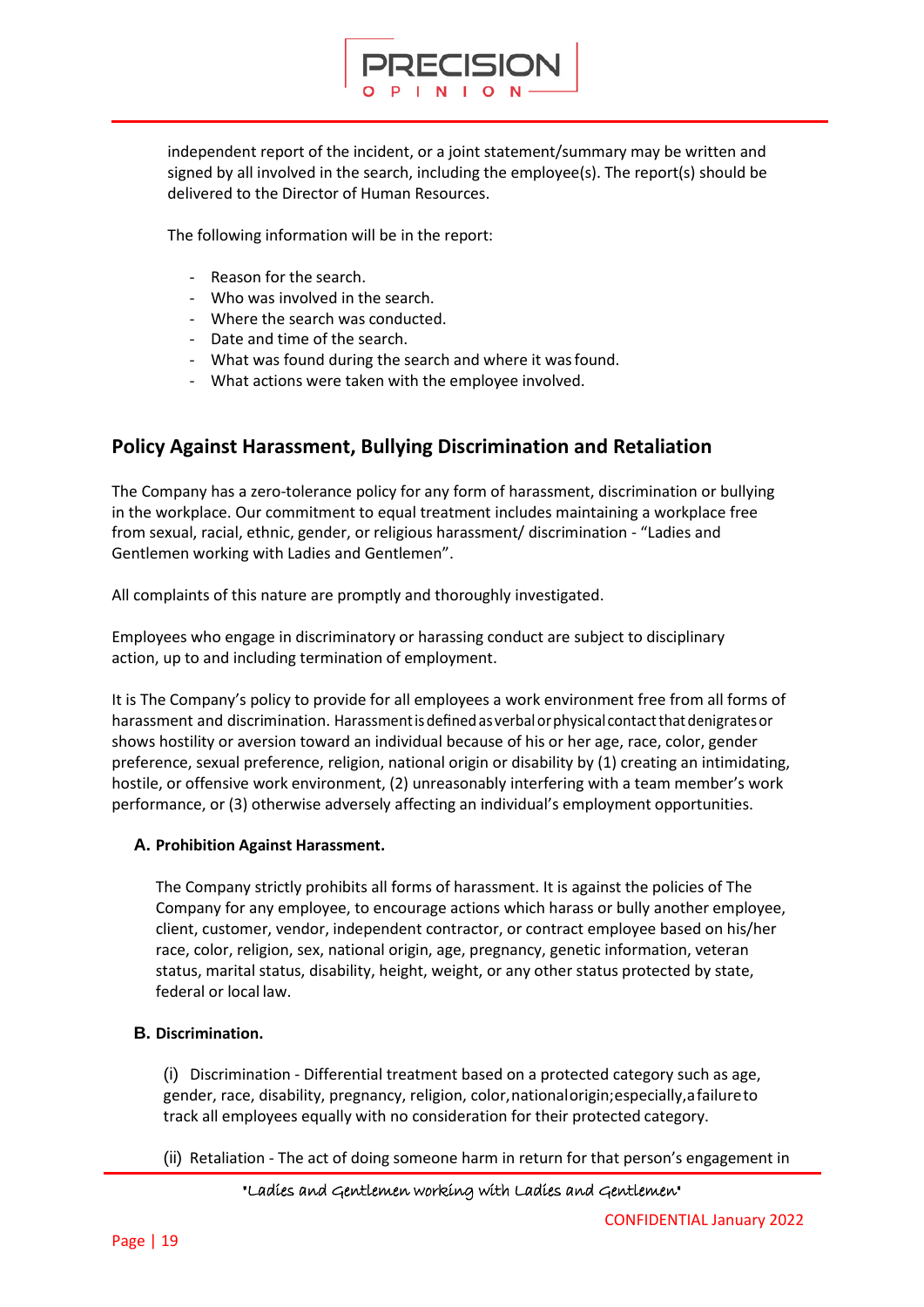independent report of the incident, or a joint statement/summary may be written and signed by all involved in the search, including the employee(s). The report(s) should be delivered to the Director of Human Resources.

The following information will be in the report:

- Reason for the search.
- Who was involved in the search.
- Where the search was conducted.
- Date and time of the search.
- What was found during the search and where it was found.
- What actions were taken with the employee involved.

## Policy Against Harassment, Bullying Discrimination and Retaliation

The Company has a zero-tolerance policy for any form of harassment, discrimination or bullying in the workplace. Our commitment to equal treatment includes maintaining a workplace free from sexual, racial, ethnic, gender, or religious harassment/ discrimination - "Ladies and Gentlemen working with Ladies and Gentlemen".

All complaints of this nature are promptly and thoroughly investigated.

Employees who engage in discriminatory or harassing conduct are subject to disciplinary action, up to and including termination of employment.

It is The Company's policy to provide for all employees a work environment free from all forms of harassment and discrimination. Harassment is defined as verbal or physical contact that denigrates or shows hostility or aversion toward an individual because of his or her age, race, color, gender preference, sexual preference, religion, national origin or disability by (1) creating an intimidating, hostile, or offensive work environment, (2) unreasonably interfering with a team member's work performance, or (3) otherwise adversely affecting an individual's employment opportunities.

**A. Prohibition Against Harassment.**

The Company strictly prohibits all forms of harassment. It is against the policies of The Company for any employee, to encourage actions which harass or bully another employee, client, customer, vendor, independent contractor, or contract employee based on his/her race, color, religion, sex, national origin, age, pregnancy, genetic information, veteran status, marital status, disability, height, weight, or any other status protected by state, federal or local law.

**B. Discrimination.**

(i) Discrimination - Differential treatment based on a protected category such as age, gender, race, disability, pregnancy, religion, color, national origin; especially, a failure to track all employees equally with no consideration for their protected category.

(ii) Retaliation - The act of doing someone harm in return for that person's engagement in

"Ladies and Gentlemen working with Ladies and Gentlemen"

CONFIDENTIAL January 2022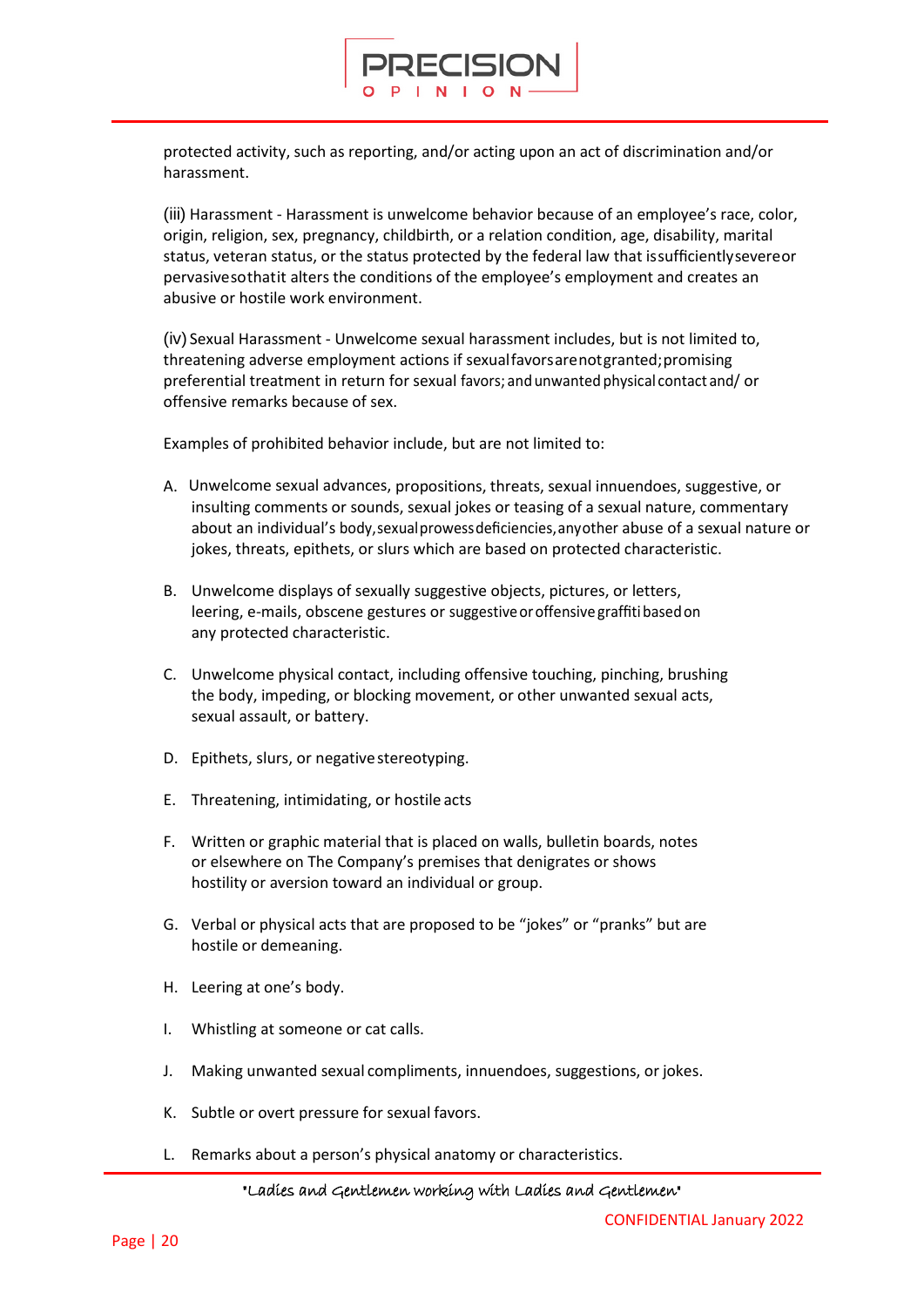protected activity, such as reporting, and/or acting upon an act of discrimination and/or harassment.

(iii) Harassment - Harassment is unwelcome behavior because of an employee's race, color, origin, religion, sex, pregnancy, childbirth, or a relation condition, age, disability, marital status, veteran status, or the status protected by the federal law that is sufficiently severe or pervasive so that it alters the conditions of the employee's employment and creates an abusive or hostile work environment.

(iv) Sexual Harassment - Unwelcome sexual harassment includes, but is not limited to, threatening adverse employment actions if sexual favors are not granted; promising preferential treatment in return for sexual favors; and unwanted physical contact and/ or offensive remarks because of sex.

Examples of prohibited behavior include, but are not limited to:

A. Unwelcome sexual advances, propositions, threats, sexual innuendoes, suggestive, or insulting comments or sounds, sexual jokes or teasing of a sexual nature, commentary about an individual's body, sexual prowess deficiencies, any other abuse of a sexual nature or jokes, threats, epithets, or slurs which are based on protected characteristic.

B. Unwelcome displays of sexually suggestive objects, pictures, or letters, leering, e-mails, obscene gestures or suggestive or offensive graffiti based on any protected characteristic.

C. Unwelcome physical contact, including offensive touching, pinching, brushing the body, impeding, or blocking movement, or other unwanted sexual acts, sexual assault, or battery.

D. Epithets, slurs, or negative stereotyping.

E. Threatening, intimidating, or hostile acts

F. Written or graphic material that is placed on walls, bulletin boards, notes or elsewhere on The Company's premises that denigrates or shows hostility or aversion toward an individual or group.

G. Verbal or physical acts that are proposed to be "jokes" or "pranks" but are hostile or demeaning.

H. Leering at one's body.

I. Whistling at someone or cat calls.

J. Making unwanted sexual compliments, innuendoes, suggestions, or jokes.

K. Subtle or overt pressure for sexual favors.

L. Remarks about a person's physical anatomy or characteristics.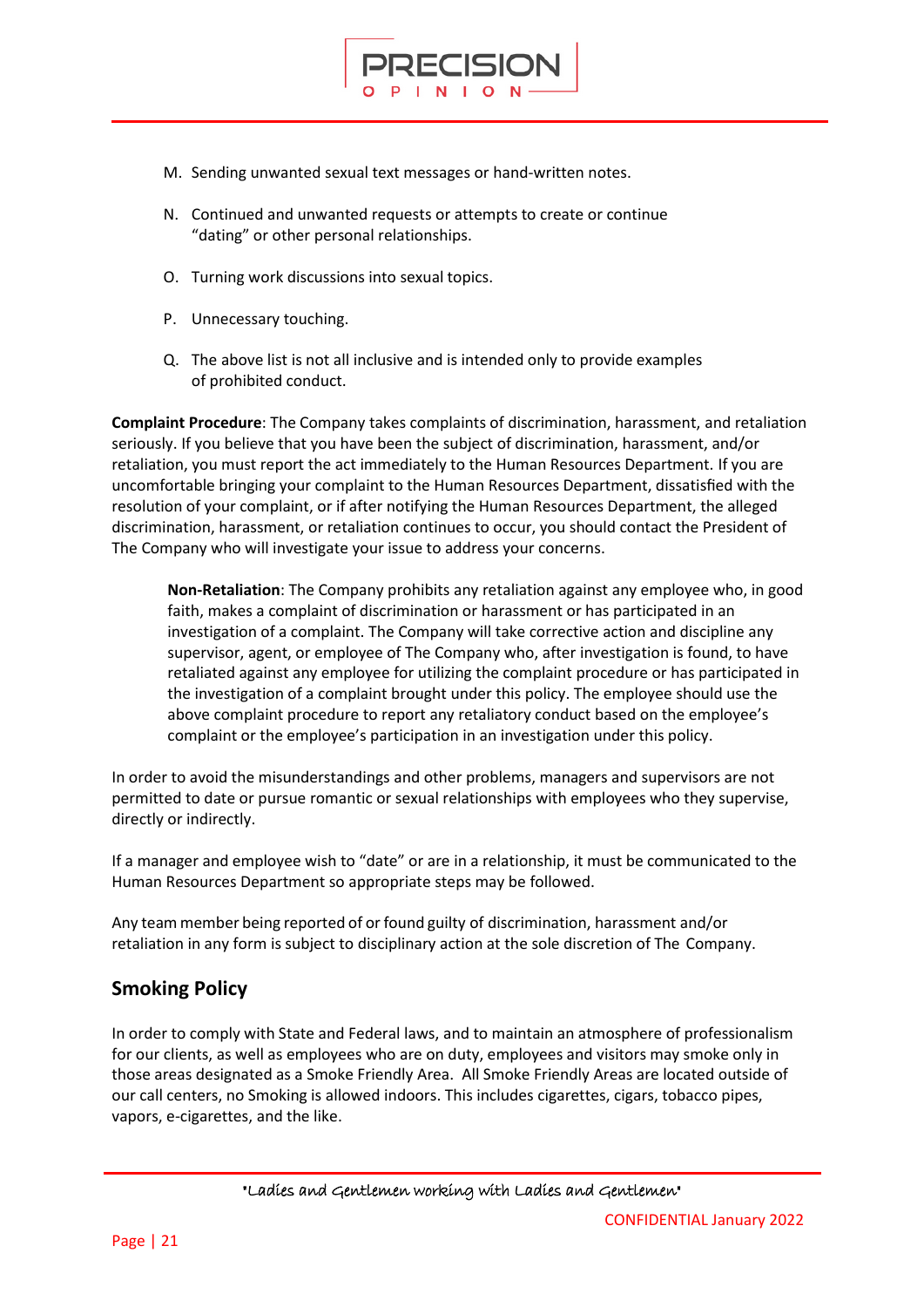M. Sending unwanted sexual text messages or hand-written notes.

N. Continued and unwanted requests or attempts to create or continue "dating" or other personal relationships.

O. Turning work discussions into sexual topics.

P. Unnecessary touching.

Q. The above list is not all inclusive and is intended only to provide examples of prohibited conduct.

**Complaint Procedure**: The Company takes complaints of discrimination, harassment, and retaliation seriously. If you believe that you have been the subject of discrimination, harassment, and/or retaliation, you must report the act immediately to the Human Resources Department. If you are uncomfortable bringing your complaint to the Human Resources Department, dissatisfied with the resolution of your complaint, or if after notifying the Human Resources Department, the alleged discrimination, harassment, or retaliation continues to occur, you should contact the President of The Company who will investigate your issue to address your concerns.

**Non-Retaliation**: The Company prohibits any retaliation against any employee who, in good faith, makes a complaint of discrimination or harassment or has participated in an investigation of a complaint. The Company will take corrective action and discipline any supervisor, agent, or employee of The Company who, after investigation is found, to have retaliated against any employee for utilizing the complaint procedure or has participated in the investigation of a complaint brought under this policy. The employee should use the above complaint procedure to report any retaliatory conduct based on the employee's complaint or the employee's participation in an investigation under this policy.

In order to avoid the misunderstandings and other problems, managers and supervisors are not permitted to date or pursue romantic or sexual relationships with employees who they supervise, directly or indirectly.

If a manager and employee wish to "date" or are in a relationship, it must be communicated to the Human Resources Department so appropriate steps may be followed.

Any team member being reported of or found guilty of discrimination, harassment and/or retaliation in any form is subject to disciplinary action at the sole discretion of The Company.

## Smoking Policy

In order to comply with State and Federal laws, and to maintain an atmosphere of professionalism for our clients, as well as employees who are on duty, employees and visitors may smoke only in those areas designated as a Smoke Friendly Area. All Smoke Friendly Areas are located outside of our call centers, no Smoking is allowed indoors. This includes cigarettes, cigars, tobacco pipes, vapors, e-cigarettes, and the like.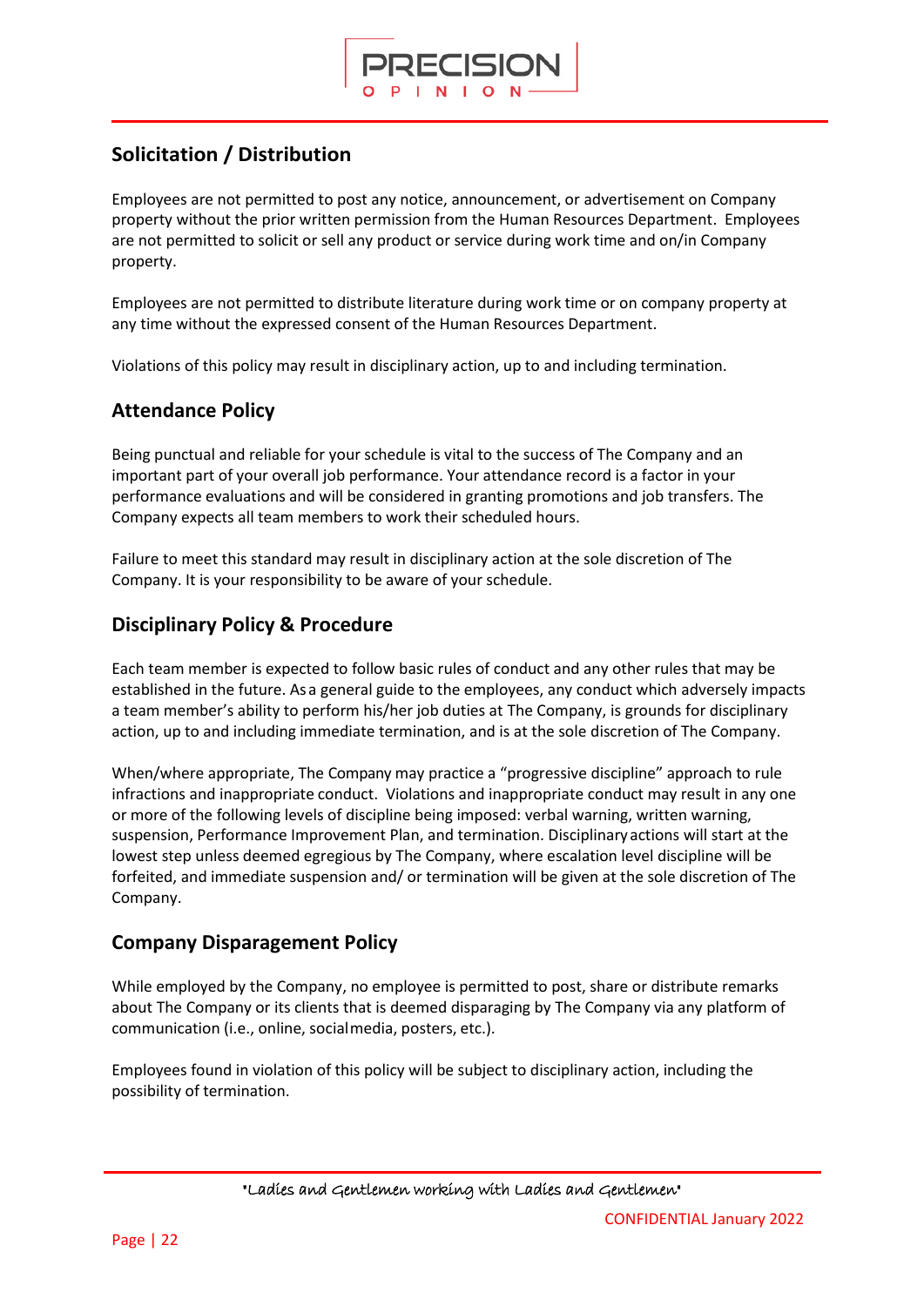## Solicitation / Distribution

Employees are not permitted to post any notice, announcement, or advertisement on Company property without the prior written permission from the Human Resources Department. Employees are not permitted to solicit or sell any product or service during work time and on/in Company property.

Employees are not permitted to distribute literature during work time or on company property at any time without the expressed consent of the Human Resources Department.

Violations of this policy may result in disciplinary action, up to and including termination.

## Attendance Policy

Being punctual and reliable for your schedule is vital to the success of The Company and an important part of your overall job performance. Your attendance record is a factor in your performance evaluations and will be considered in granting promotions and job transfers. The Company expects all team members to work their scheduled hours.

Failure to meet this standard may result in disciplinary action at the sole discretion of The Company. It is your responsibility to be aware of your schedule.

## Disciplinary Policy & Procedure

Each team member is expected to follow basic rules of conduct and any other rules that may be established in the future. As a general guide to the employees, any conduct which adversely impacts a team member's ability to perform his/her job duties at The Company, is grounds for disciplinary action, up to and including immediate termination, and is at the sole discretion of The Company.

When/where appropriate, The Company may practice a "progressive discipline" approach to rule infractions and inappropriate conduct. Violations and inappropriate conduct may result in any one or more of the following levels of discipline being imposed: verbal warning, written warning, suspension, Performance Improvement Plan, and termination. Disciplinary actions will start at the lowest step unless deemed egregious by The Company, where escalation level discipline will be forfeited, and immediate suspension and/ or termination will be given at the sole discretion of The Company.

## Company Disparagement Policy

While employed by the Company, no employee is permitted to post, share or distribute remarks about The Company or its clients that is deemed disparaging by The Company via any platform of communication (i.e., online, social media, posters, etc.).

Employees found in violation of this policy will be subject to disciplinary action, including the possibility of termination.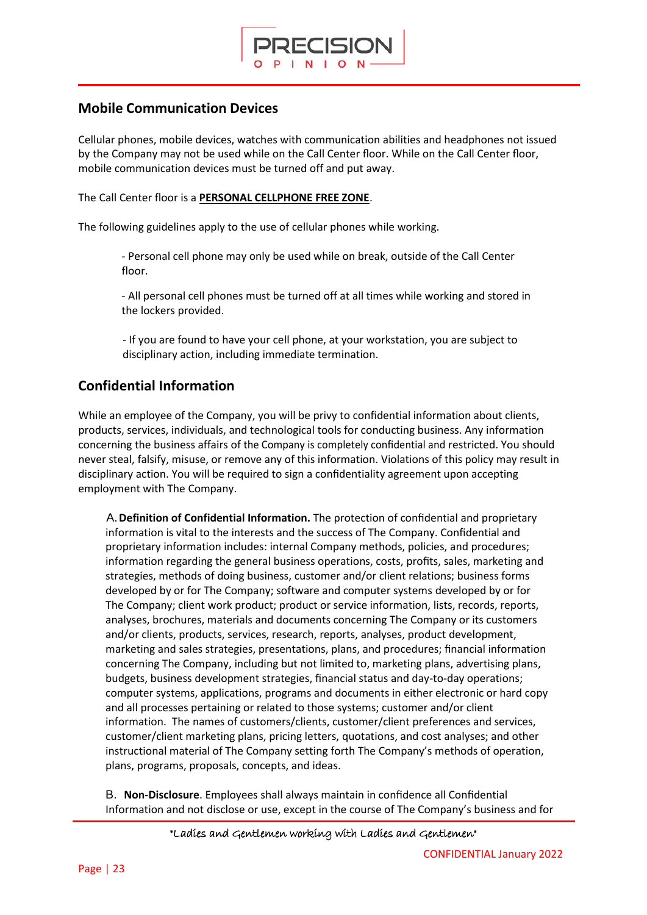## Mobile Communication Devices

Cellular phones, mobile devices, watches with communication abilities and headphones not issued by the Company may not be used while on the Call Center floor. While on the Call Center floor, mobile communication devices must be turned off and put away.

The Call Center floor is a **PERSONAL CELLPHONE FREE ZONE**.

The following guidelines apply to the use of cellular phones while working.

- Personal cell phone may only be used while on break, outside of the Call Center floor.

- All personal cell phones must be turned off at all times while working and stored in the lockers provided.

- If you are found to have your cell phone, at your workstation, you are subject to disciplinary action, including immediate termination.

## Confidential Information

While an employee of the Company, you will be privy to confidential information about clients, products, services, individuals, and technological tools for conducting business. Any information concerning the business affairs of the Company is completely confidential and restricted. You should never steal, falsify, misuse, or remove any of this information. Violations of this policy may result in disciplinary action. You will be required to sign a confidentiality agreement upon accepting employment with The Company.

A. **Definition of Confidential Information.** The protection of confidential and proprietary information is vital to the interests and the success of The Company. Confidential and proprietary information includes: internal Company methods, policies, and procedures; information regarding the general business operations, costs, profits, sales, marketing and strategies, methods of doing business, customer and/or client relations; business forms developed by or for The Company; software and computer systems developed by or for The Company; client work product; product or service information, lists, records, reports, analyses, brochures, materials and documents concerning The Company or its customers and/or clients, products, services, research, reports, analyses, product development, marketing and sales strategies, presentations, plans, and procedures; financial information concerning The Company, including but not limited to, marketing plans, advertising plans, budgets, business development strategies, financial status and day-to-day operations; computer systems, applications, programs and documents in either electronic or hard copy and all processes pertaining or related to those systems; customer and/or client information. The names of customers/clients, customer/client preferences and services, customer/client marketing plans, pricing letters, quotations, and cost analyses; and other instructional material of The Company setting forth The Company's methods of operation, plans, programs, proposals, concepts, and ideas.

B. **Non-Disclosure**. Employees shall always maintain in confidence all Confidential Information and not disclose or use, except in the course of The Company's business and for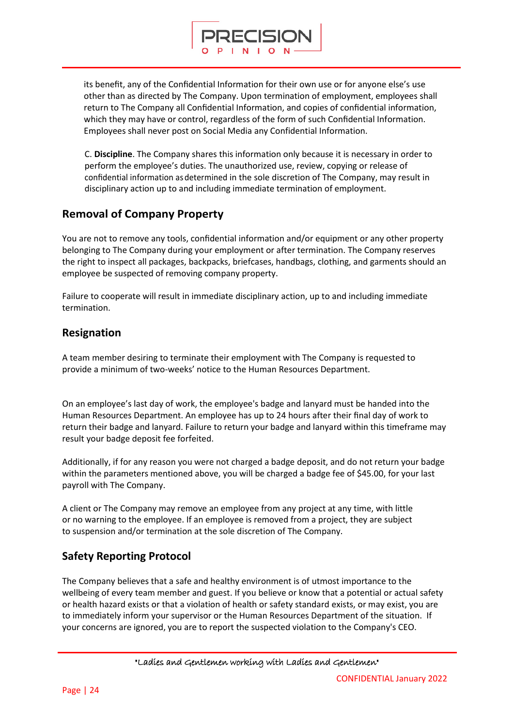its benefit, any of the Confidential Information for their own use or for anyone else's use other than as directed by The Company. Upon termination of employment, employees shall return to The Company all Confidential Information, and copies of confidential information, which they may have or control, regardless of the form of such Confidential Information. Employees shall never post on Social Media any Confidential Information.

C. **Discipline**. The Company shares this information only because it is necessary in order to perform the employee's duties. The unauthorized use, review, copying or release of confidential information as determined in the sole discretion of The Company, may result in disciplinary action up to and including immediate termination of employment.

## Removal of Company Property

You are not to remove any tools, confidential information and/or equipment or any other property belonging to The Company during your employment or after termination. The Company reserves the right to inspect all packages, backpacks, briefcases, handbags, clothing, and garments should an employee be suspected of removing company property.

Failure to cooperate will result in immediate disciplinary action, up to and including immediate termination.

## Resignation

A team member desiring to terminate their employment with The Company is requested to provide a minimum of two-weeks' notice to the Human Resources Department.

On an employee's last day of work, the employee's badge and lanyard must be handed into the Human Resources Department. An employee has up to 24 hours after their final day of work to return their badge and lanyard. Failure to return your badge and lanyard within this timeframe may result your badge deposit fee forfeited.

Additionally, if for any reason you were not charged a badge deposit, and do not return your badge within the parameters mentioned above, you will be charged a badge fee of $45.00, for your last payroll with The Company.

A client or The Company may remove an employee from any project at any time, with little or no warning to the employee. If an employee is removed from a project, they are subject to suspension and/or termination at the sole discretion of The Company.

## Safety Reporting Protocol

The Company believes that a safe and healthy environment is of utmost importance to the wellbeing of every team member and guest. If you believe or know that a potential or actual safety or health hazard exists or that a violation of health or safety standard exists, or may exist, you are to immediately inform your supervisor or the Human Resources Department of the situation. If your concerns are ignored, you are to report the suspected violation to the Company's CEO.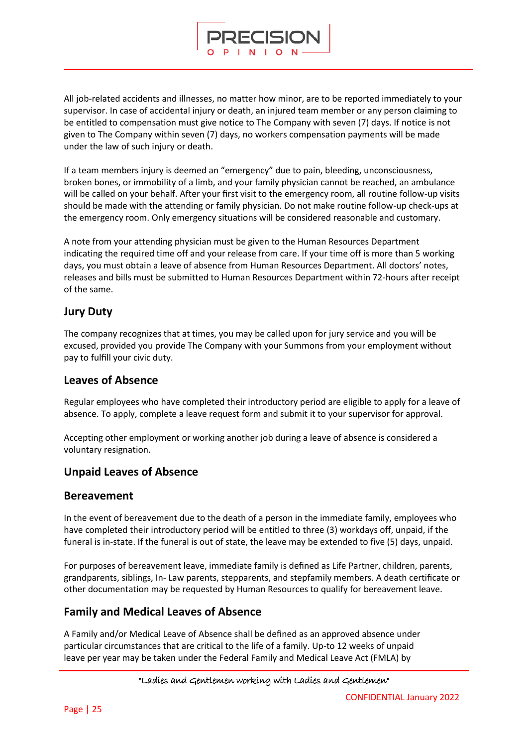All job-related accidents and illnesses, no matter how minor, are to be reported immediately to your supervisor. In case of accidental injury or death, an injured team member or any person claiming to be entitled to compensation must give notice to The Company with seven (7) days. If notice is not given to The Company within seven (7) days, no workers compensation payments will be made under the law of such injury or death.

If a team members injury is deemed an "emergency" due to pain, bleeding, unconsciousness, broken bones, or immobility of a limb, and your family physician cannot be reached, an ambulance will be called on your behalf. After your first visit to the emergency room, all routine follow-up visits should be made with the attending or family physician. Do not make routine follow-up check-ups at the emergency room. Only emergency situations will be considered reasonable and customary.

A note from your attending physician must be given to the Human Resources Department indicating the required time off and your release from care. If your time off is more than 5 working days, you must obtain a leave of absence from Human Resources Department. All doctors' notes, releases and bills must be submitted to Human Resources Department within 72-hours after receipt of the same.

## Jury Duty

The company recognizes that at times, you may be called upon for jury service and you will be excused, provided you provide The Company with your Summons from your employment without pay to fulfill your civic duty.

## Leaves of Absence

Regular employees who have completed their introductory period are eligible to apply for a leave of absence. To apply, complete a leave request form and submit it to your supervisor for approval.

Accepting other employment or working another job during a leave of absence is considered a voluntary resignation.

## Unpaid Leaves of Absence

## Bereavement

In the event of bereavement due to the death of a person in the immediate family, employees who have completed their introductory period will be entitled to three (3) workdays off, unpaid, if the funeral is in-state. If the funeral is out of state, the leave may be extended to five (5) days, unpaid.

For purposes of bereavement leave, immediate family is defined as Life Partner, children, parents, grandparents, siblings, In- Law parents, stepparents, and stepfamily members. A death certificate or other documentation may be requested by Human Resources to qualify for bereavement leave.

## Family and Medical Leaves of Absence

A Family and/or Medical Leave of Absence shall be defined as an approved absence under particular circumstances that are critical to the life of a family. Up-to 12 weeks of unpaid leave per year may be taken under the Federal Family and Medical Leave Act (FMLA) by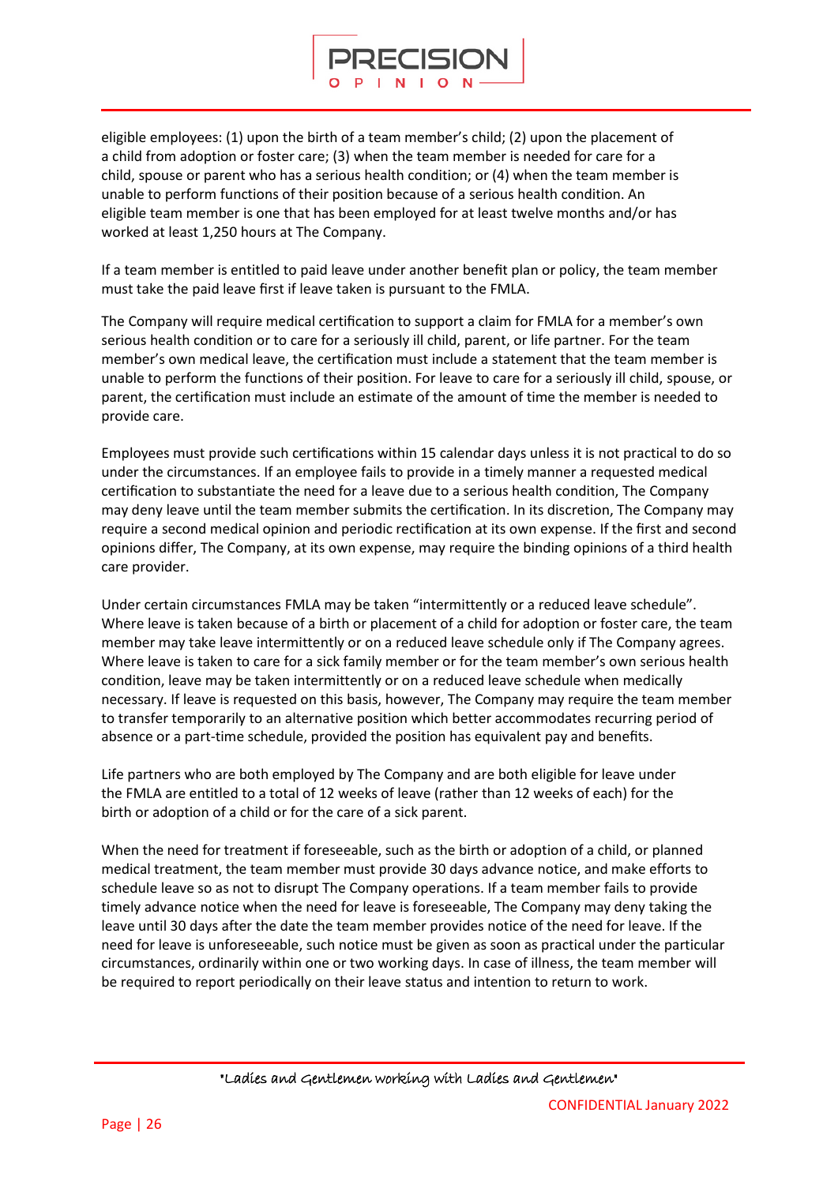eligible employees: (1) upon the birth of a team member's child; (2) upon the placement of a child from adoption or foster care; (3) when the team member is needed for care for a child, spouse or parent who has a serious health condition; or (4) when the team member is unable to perform functions of their position because of a serious health condition. An eligible team member is one that has been employed for at least twelve months and/or has worked at least 1,250 hours at The Company.

If a team member is entitled to paid leave under another benefit plan or policy, the team member must take the paid leave first if leave taken is pursuant to the FMLA.

The Company will require medical certification to support a claim for FMLA for a member's own serious health condition or to care for a seriously ill child, parent, or life partner. For the team member's own medical leave, the certification must include a statement that the team member is unable to perform the functions of their position. For leave to care for a seriously ill child, spouse, or parent, the certification must include an estimate of the amount of time the member is needed to provide care.

Employees must provide such certifications within 15 calendar days unless it is not practical to do so under the circumstances. If an employee fails to provide in a timely manner a requested medical certification to substantiate the need for a leave due to a serious health condition, The Company may deny leave until the team member submits the certification. In its discretion, The Company may require a second medical opinion and periodic rectification at its own expense. If the first and second opinions differ, The Company, at its own expense, may require the binding opinions of a third health care provider.

Under certain circumstances FMLA may be taken "intermittently or a reduced leave schedule". Where leave is taken because of a birth or placement of a child for adoption or foster care, the team member may take leave intermittently or on a reduced leave schedule only if The Company agrees. Where leave is taken to care for a sick family member or for the team member's own serious health condition, leave may be taken intermittently or on a reduced leave schedule when medically necessary. If leave is requested on this basis, however, The Company may require the team member to transfer temporarily to an alternative position which better accommodates recurring period of absence or a part-time schedule, provided the position has equivalent pay and benefits.

Life partners who are both employed by The Company and are both eligible for leave under the FMLA are entitled to a total of 12 weeks of leave (rather than 12 weeks of each) for the birth or adoption of a child or for the care of a sick parent.

When the need for treatment if foreseeable, such as the birth or adoption of a child, or planned medical treatment, the team member must provide 30 days advance notice, and make efforts to schedule leave so as not to disrupt The Company operations. If a team member fails to provide timely advance notice when the need for leave is foreseeable, The Company may deny taking the leave until 30 days after the date the team member provides notice of the need for leave. If the need for leave is unforeseeable, such notice must be given as soon as practical under the particular circumstances, ordinarily within one or two working days. In case of illness, the team member will be required to report periodically on their leave status and intention to return to work.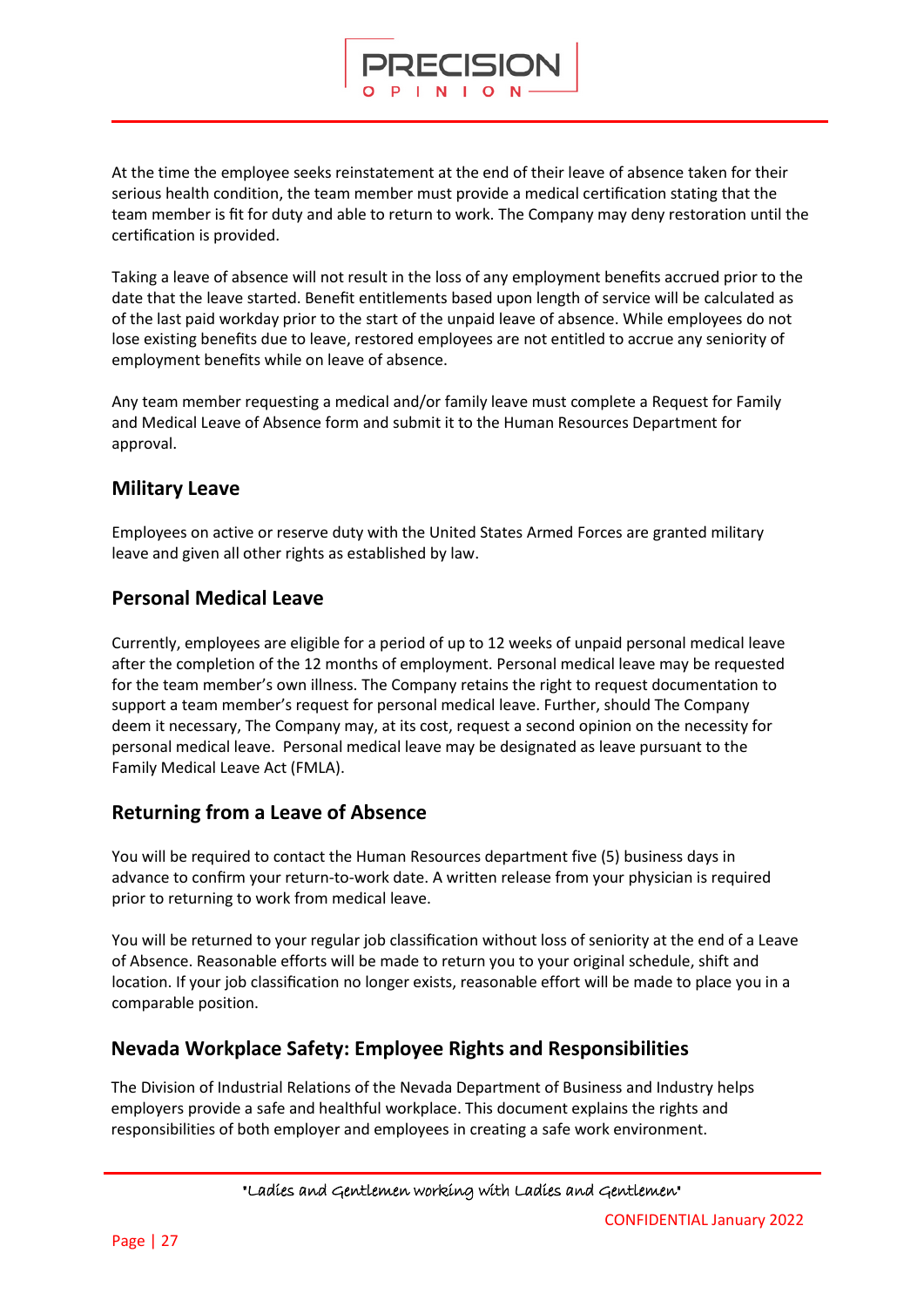At the time the employee seeks reinstatement at the end of their leave of absence taken for their serious health condition, the team member must provide a medical certification stating that the team member is fit for duty and able to return to work. The Company may deny restoration until the certification is provided.

Taking a leave of absence will not result in the loss of any employment benefits accrued prior to the date that the leave started. Benefit entitlements based upon length of service will be calculated as of the last paid workday prior to the start of the unpaid leave of absence. While employees do not lose existing benefits due to leave, restored employees are not entitled to accrue any seniority of employment benefits while on leave of absence.

Any team member requesting a medical and/or family leave must complete a Request for Family and Medical Leave of Absence form and submit it to the Human Resources Department for approval.

## Military Leave

Employees on active or reserve duty with the United States Armed Forces are granted military leave and given all other rights as established by law.

## Personal Medical Leave

Currently, employees are eligible for a period of up to 12 weeks of unpaid personal medical leave after the completion of the 12 months of employment. Personal medical leave may be requested for the team member's own illness. The Company retains the right to request documentation to support a team member's request for personal medical leave. Further, should The Company deem it necessary, The Company may, at its cost, request a second opinion on the necessity for personal medical leave. Personal medical leave may be designated as leave pursuant to the Family Medical Leave Act (FMLA).

## Returning from a Leave of Absence

You will be required to contact the Human Resources department five (5) business days in advance to confirm your return-to-work date. A written release from your physician is required prior to returning to work from medical leave.

You will be returned to your regular job classification without loss of seniority at the end of a Leave of Absence. Reasonable efforts will be made to return you to your original schedule, shift and location. If your job classification no longer exists, reasonable effort will be made to place you in a comparable position.

## Nevada Workplace Safety: Employee Rights and Responsibilities

The Division of Industrial Relations of the Nevada Department of Business and Industry helps employers provide a safe and healthful workplace. This document explains the rights and responsibilities of both employer and employees in creating a safe work environment.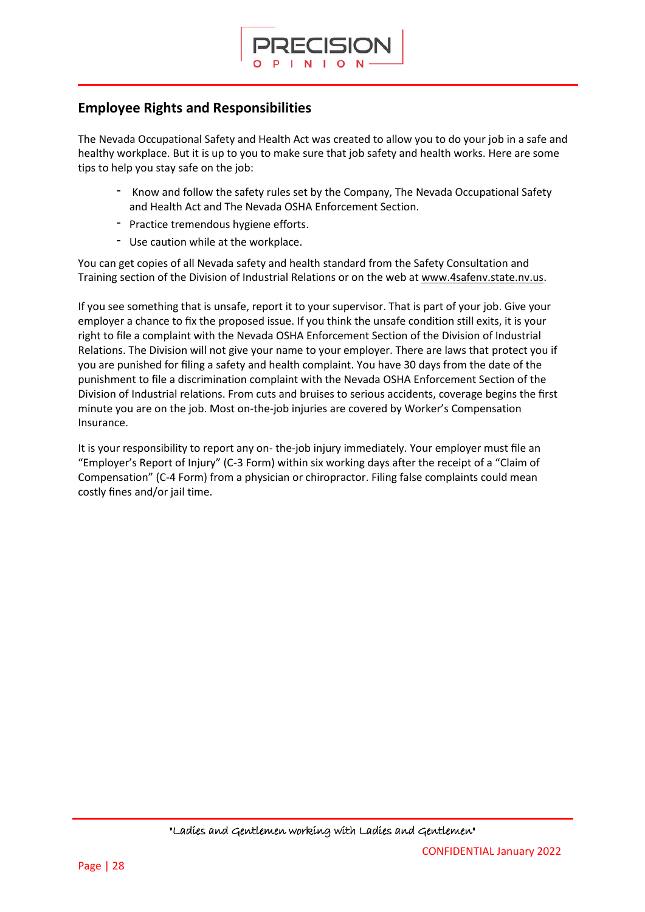## Employee Rights and Responsibilities

The Nevada Occupational Safety and Health Act was created to allow you to do your job in a safe and healthy workplace. But it is up to you to make sure that job safety and health works. Here are some tips to help you stay safe on the job:

- Know and follow the safety rules set by the Company, The Nevada Occupational Safety and Health Act and The Nevada OSHA Enforcement Section.
- Practice tremendous hygiene efforts.
- Use caution while at the workplace.

You can get copies of all Nevada safety and health standard from the Safety Consultation and Training section of the Division of Industrial Relations or on the web at www.4safenv.state.nv.us.

If you see something that is unsafe, report it to your supervisor. That is part of your job. Give your employer a chance to fix the proposed issue. If you think the unsafe condition still exits, it is your right to file a complaint with the Nevada OSHA Enforcement Section of the Division of Industrial Relations. The Division will not give your name to your employer. There are laws that protect you if you are punished for filing a safety and health complaint. You have 30 days from the date of the punishment to file a discrimination complaint with the Nevada OSHA Enforcement Section of the Division of Industrial relations. From cuts and bruises to serious accidents, coverage begins the first minute you are on the job. Most on-the-job injuries are covered by Worker's Compensation Insurance.

It is your responsibility to report any on- the-job injury immediately. Your employer must file an "Employer's Report of Injury" (C-3 Form) within six working days after the receipt of a "Claim of Compensation" (C-4 Form) from a physician or chiropractor. Filing false complaints could mean costly fines and/or jail time.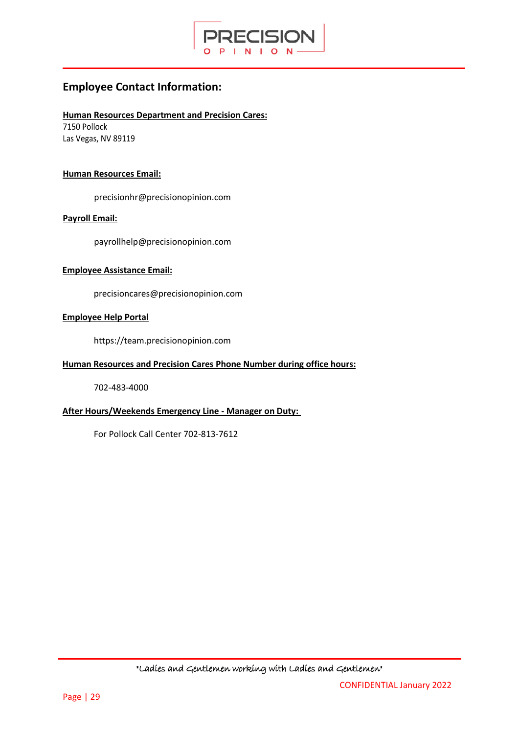## Employee Contact Information:

**Human Resources Department and Precision Cares:**

7150 Pollock
Las Vegas, NV 89119

**Human Resources Email:**

precisionhr@precisionopinion.com

**Payroll Email:**

payrollhelp@precisionopinion.com

**Employee Assistance Email:**

precisioncares@precisionopinion.com

**Employee Help Portal**

https://team.precisionopinion.com

**Human Resources and Precision Cares Phone Number during office hours:**

702-483-4000

**After Hours/Weekends Emergency Line - Manager on Duty:**

For Pollock Call Center 702-813-7612